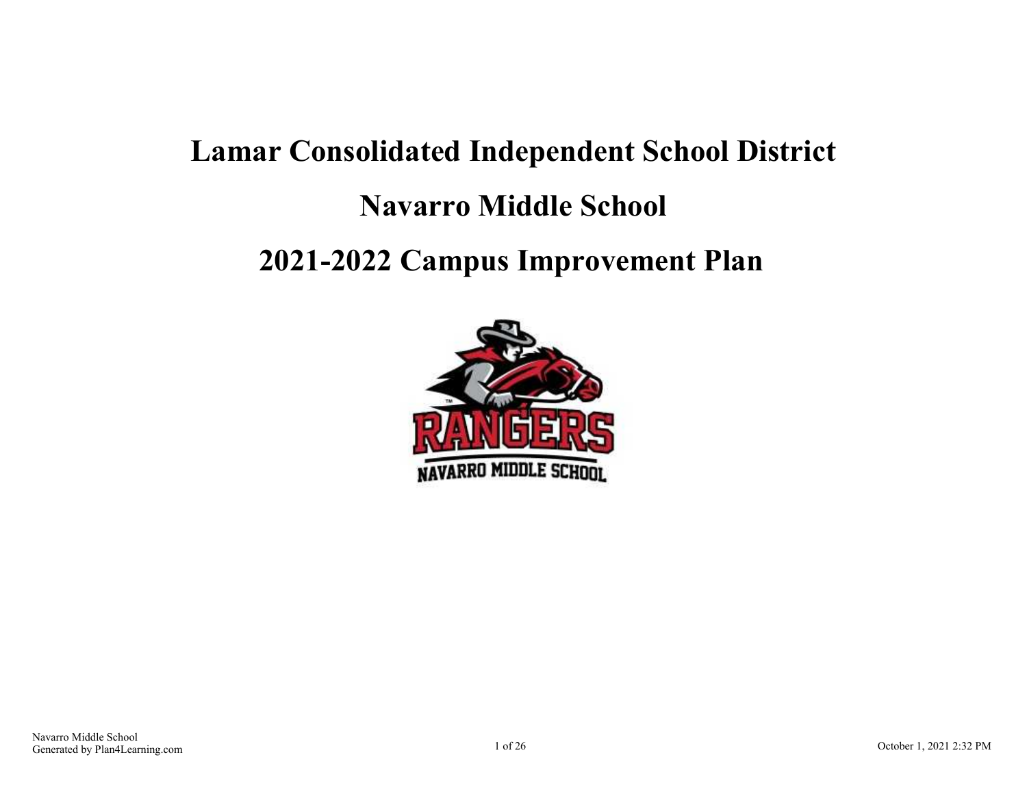# Lamar Consolidated Independent School District

# Navarro Middle School

# 2021-2022 Campus Improvement Plan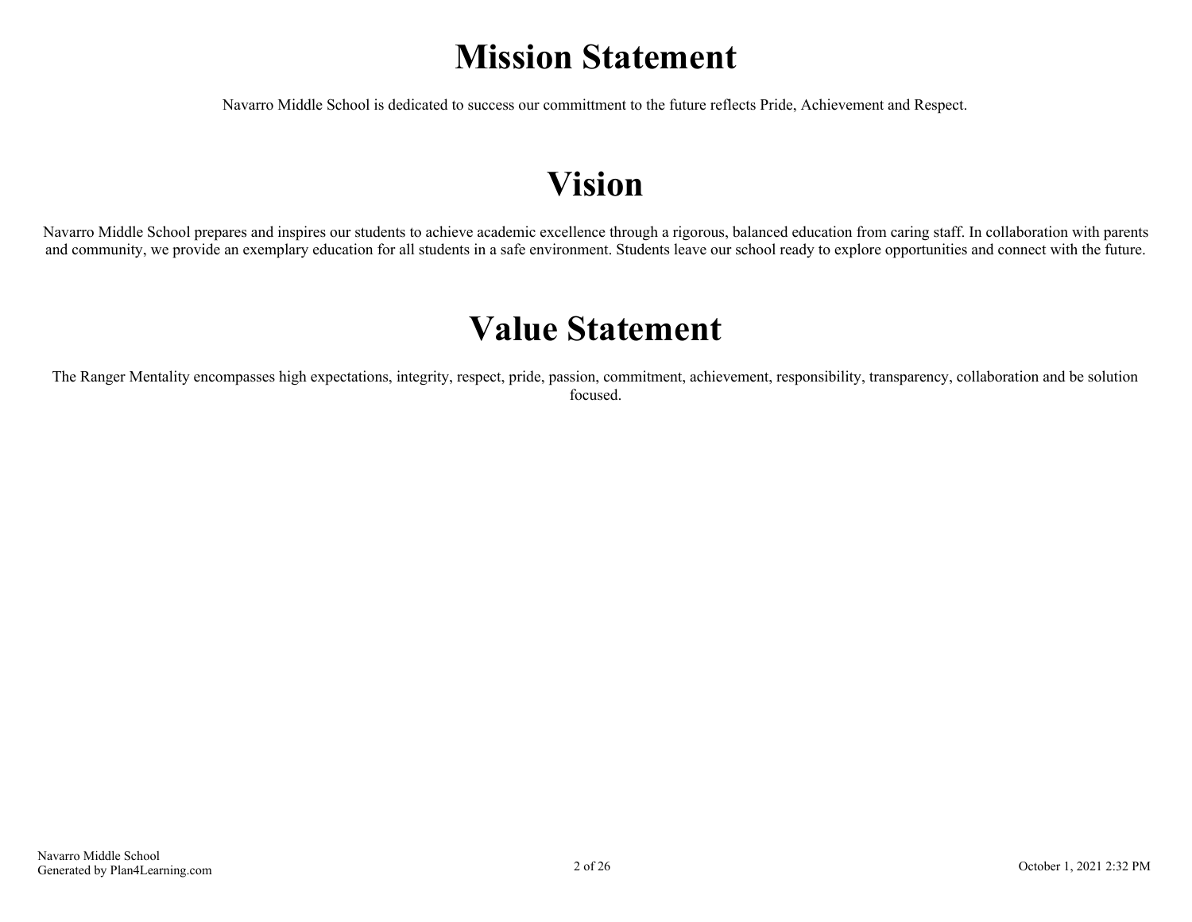# Mission Statement

Navarro Middle School is dedicated to success our committment to the future reflects Pride, Achievement and Respect.

# Vision

Navarro Middle School prepares and inspires our students to achieve academic excellence through a rigorous, balanced education from caring staff. In collaboration with parents and community, we provide an exemplary education for all students in a safe environment. Students leave our school ready to explore opportunities and connect with the future.

# Value Statement

The Ranger Mentality encompasses high expectations, integrity, respect, pride, passion, commitment, achievement, responsibility, transparency, collaboration and be solution focused.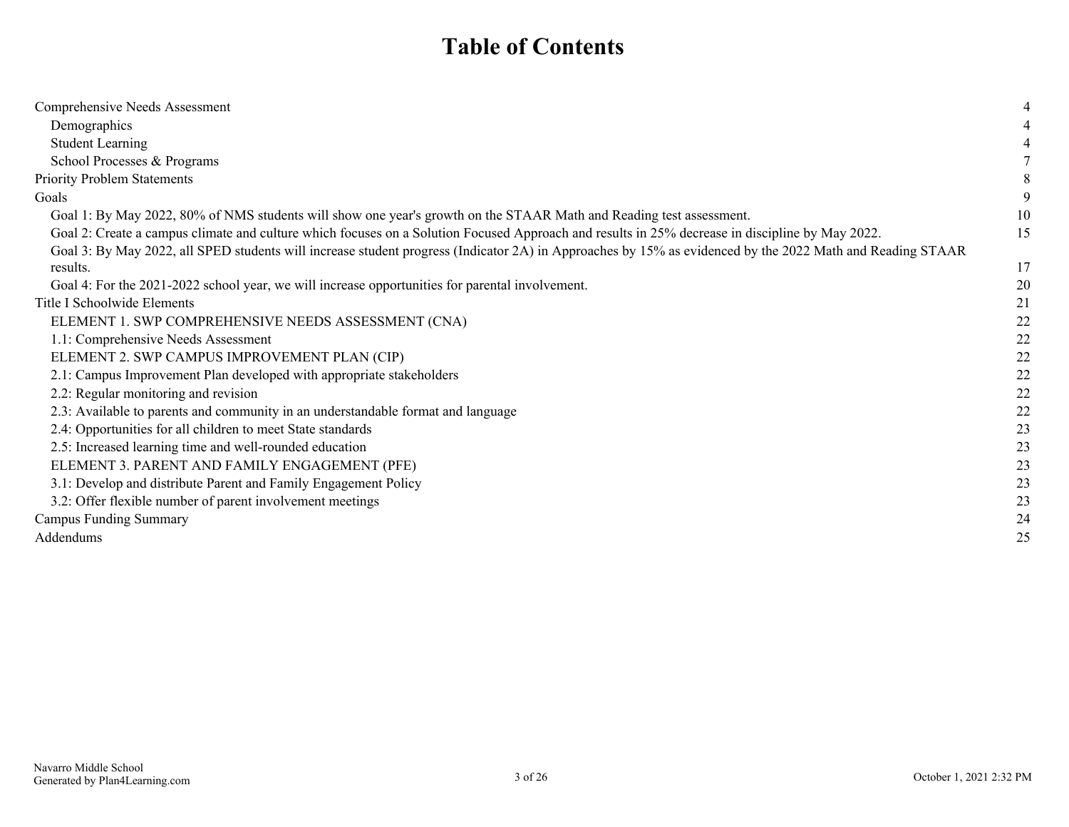# Table of Contents

| | |
|---|---|
| Comprehensive Needs Assessment | 4 |
| Demographics | 4 |
| Student Learning | 4 |
| School Processes & Programs | 7 |
| Priority Problem Statements | 8 |
| Goals | 9 |
| Goal 1: By May 2022, 80% of NMS students will show one year's growth on the STAAR Math and Reading test assessment. | 10 |
| Goal 2: Create a campus climate and culture which focuses on a Solution Focused Approach and results in 25% decrease in discipline by May 2022. | 15 |
| Goal 3: By May 2022, all SPED students will increase student progress (Indicator 2A) in Approaches by 15% as evidenced by the 2022 Math and Reading STAAR results. | 17 |
| Goal 4: For the 2021-2022 school year, we will increase opportunities for parental involvement. | 20 |
| Title I Schoolwide Elements | 21 |
| ELEMENT 1. SWP COMPREHENSIVE NEEDS ASSESSMENT (CNA) | 22 |
| 1.1: Comprehensive Needs Assessment | 22 |
| ELEMENT 2. SWP CAMPUS IMPROVEMENT PLAN (CIP) | 22 |
| 2.1: Campus Improvement Plan developed with appropriate stakeholders | 22 |
| 2.2: Regular monitoring and revision | 22 |
| 2.3: Available to parents and community in an understandable format and language | 22 |
| 2.4: Opportunities for all children to meet State standards | 23 |
| 2.5: Increased learning time and well-rounded education | 23 |
| ELEMENT 3. PARENT AND FAMILY ENGAGEMENT (PFE) | 23 |
| 3.1: Develop and distribute Parent and Family Engagement Policy | 23 |
| 3.2: Offer flexible number of parent involvement meetings | 23 |
| Campus Funding Summary | 24 |
| Addendums | 25 |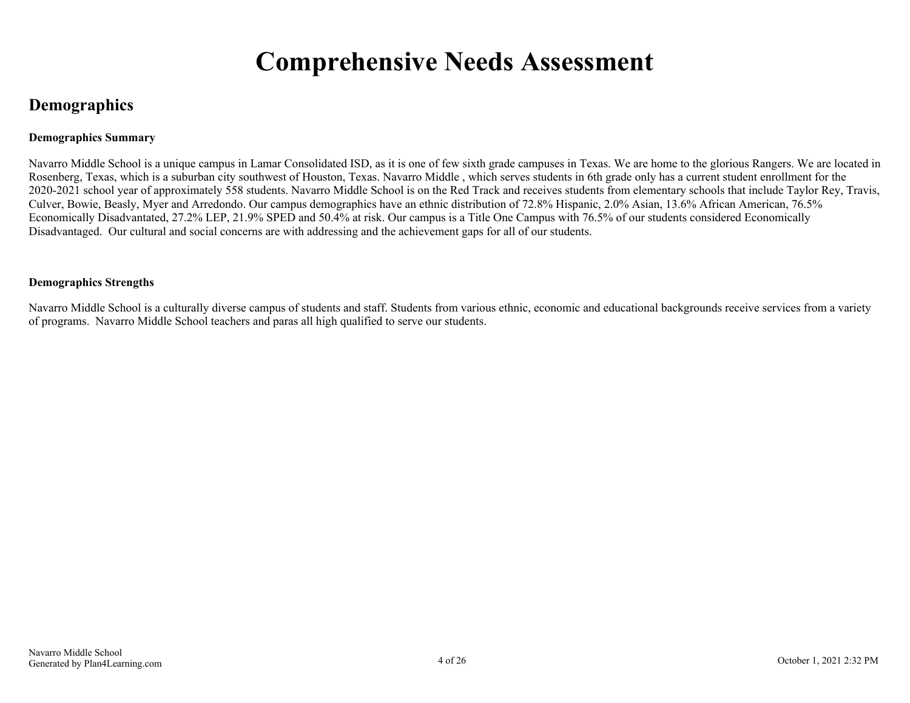# Comprehensive Needs Assessment

## Demographics

**Demographics Summary**

Navarro Middle School is a unique campus in Lamar Consolidated ISD, as it is one of few sixth grade campuses in Texas. We are home to the glorious Rangers. We are located in Rosenberg, Texas, which is a suburban city southwest of Houston, Texas. Navarro Middle , which serves students in 6th grade only has a current student enrollment for the 2020-2021 school year of approximately 558 students. Navarro Middle School is on the Red Track and receives students from elementary schools that include Taylor Rey, Travis, Culver, Bowie, Beasly, Myer and Arredondo. Our campus demographics have an ethnic distribution of 72.8% Hispanic, 2.0% Asian, 13.6% African American, 76.5% Economically Disadvantated, 27.2% LEP, 21.9% SPED and 50.4% at risk. Our campus is a Title One Campus with 76.5% of our students considered Economically Disadvantaged. Our cultural and social concerns are with addressing and the achievement gaps for all of our students.

**Demographics Strengths**

Navarro Middle School is a culturally diverse campus of students and staff. Students from various ethnic, economic and educational backgrounds receive services from a variety of programs. Navarro Middle School teachers and paras all high qualified to serve our students.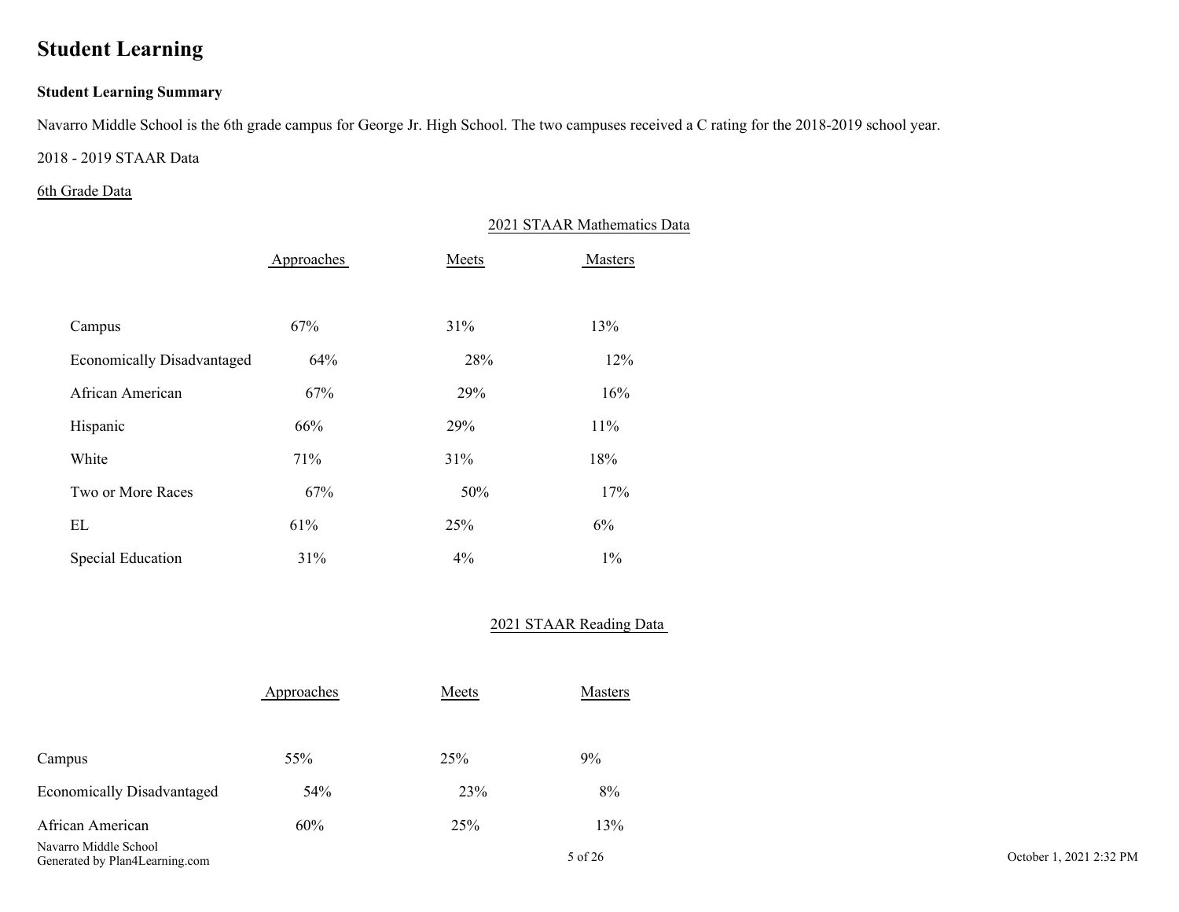# Student Learning

**Student Learning Summary**

Navarro Middle School is the 6th grade campus for George Jr. High School. The two campuses received a C rating for the 2018-2019 school year.

2018 - 2019 STAAR Data

6th Grade Data

2021 STAAR Mathematics Data

| | Approaches | Meets | Masters |
|---|---|---|---|
| Campus | 67% | 31% | 13% |
| Economically Disadvantaged | 64% | 28% | 12% |
| African American | 67% | 29% | 16% |
| Hispanic | 66% | 29% | 11% |
| White | 71% | 31% | 18% |
| Two or More Races | 67% | 50% | 17% |
| EL | 61% | 25% | 6% |
| Special Education | 31% | 4% | 1% |

2021 STAAR Reading Data

| | Approaches | Meets | Masters |
|---|---|---|---|
| Campus | 55% | 25% | 9% |
| Economically Disadvantaged | 54% | 23% | 8% |
| African American | 60% | 25% | 13% |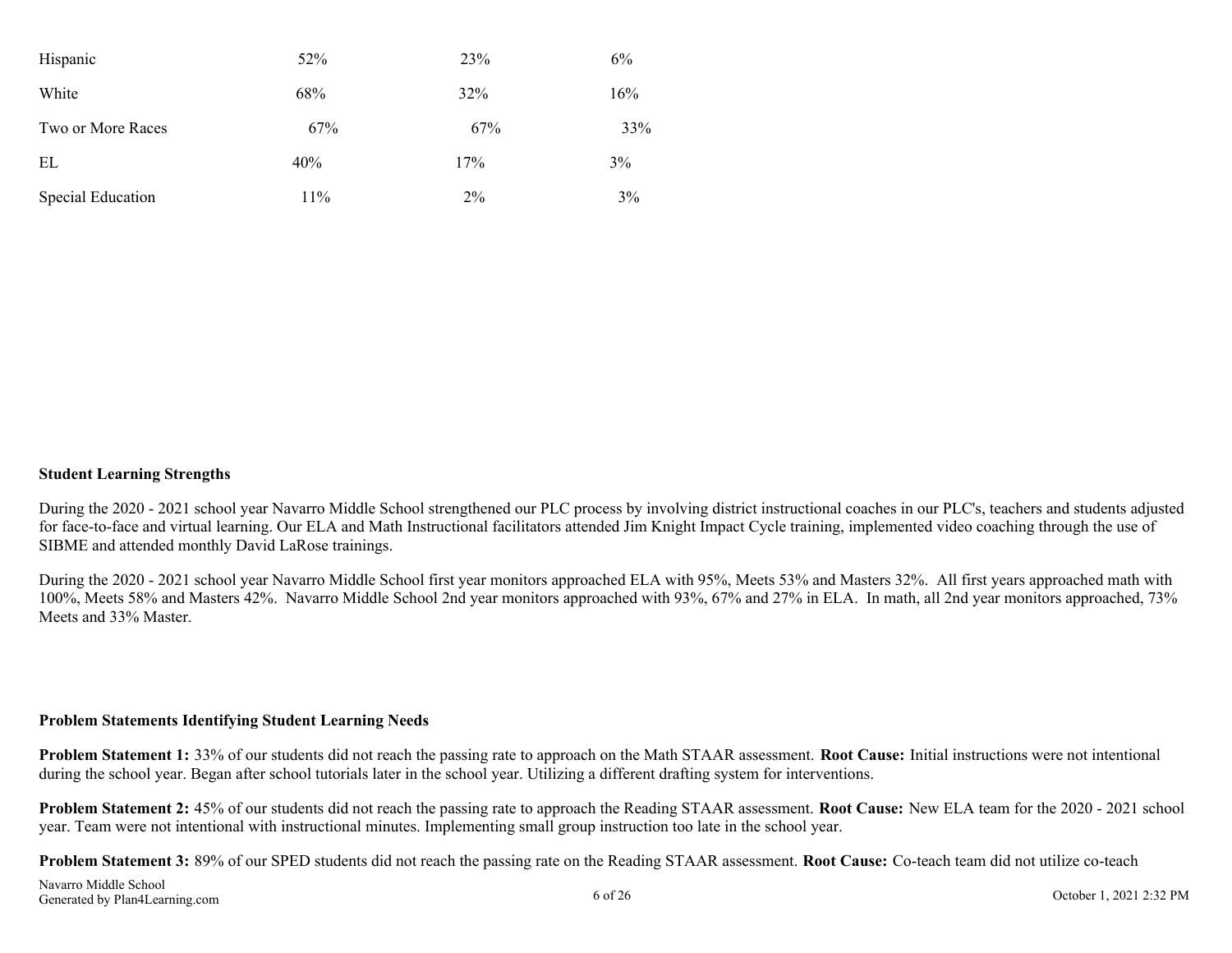| | | | |
|---|---|---|---|
| Hispanic | 52% | 23% | 6% |
| White | 68% | 32% | 16% |
| Two or More Races | 67% | 67% | 33% |
| EL | 40% | 17% | 3% |
| Special Education | 11% | 2% | 3% |

**Student Learning Strengths**

During the 2020 - 2021 school year Navarro Middle School strengthened our PLC process by involving district instructional coaches in our PLC's, teachers and students adjusted for face-to-face and virtual learning. Our ELA and Math Instructional facilitators attended Jim Knight Impact Cycle training, implemented video coaching through the use of SIBME and attended monthly David LaRose trainings.

During the 2020 - 2021 school year Navarro Middle School first year monitors approached ELA with 95%, Meets 53% and Masters 32%. All first years approached math with 100%, Meets 58% and Masters 42%. Navarro Middle School 2nd year monitors approached with 93%, 67% and 27% in ELA. In math, all 2nd year monitors approached, 73% Meets and 33% Master.

**Problem Statements Identifying Student Learning Needs**

**Problem Statement 1:** 33% of our students did not reach the passing rate to approach on the Math STAAR assessment. **Root Cause:** Initial instructions were not intentional during the school year. Began after school tutorials later in the school year. Utilizing a different drafting system for interventions.

**Problem Statement 2:** 45% of our students did not reach the passing rate to approach the Reading STAAR assessment. **Root Cause:** New ELA team for the 2020 - 2021 school year. Team were not intentional with instructional minutes. Implementing small group instruction too late in the school year.

**Problem Statement 3:** 89% of our SPED students did not reach the passing rate on the Reading STAAR assessment. **Root Cause:** Co-teach team did not utilize co-teach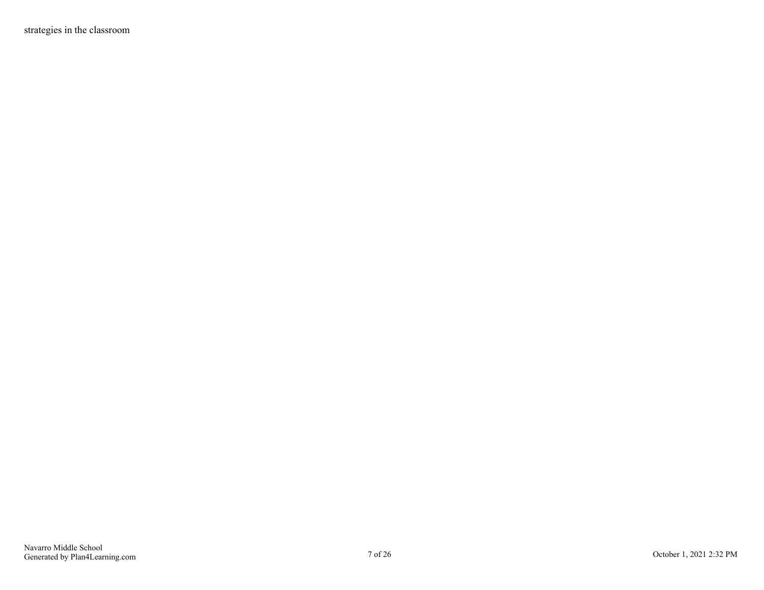strategies in the classroom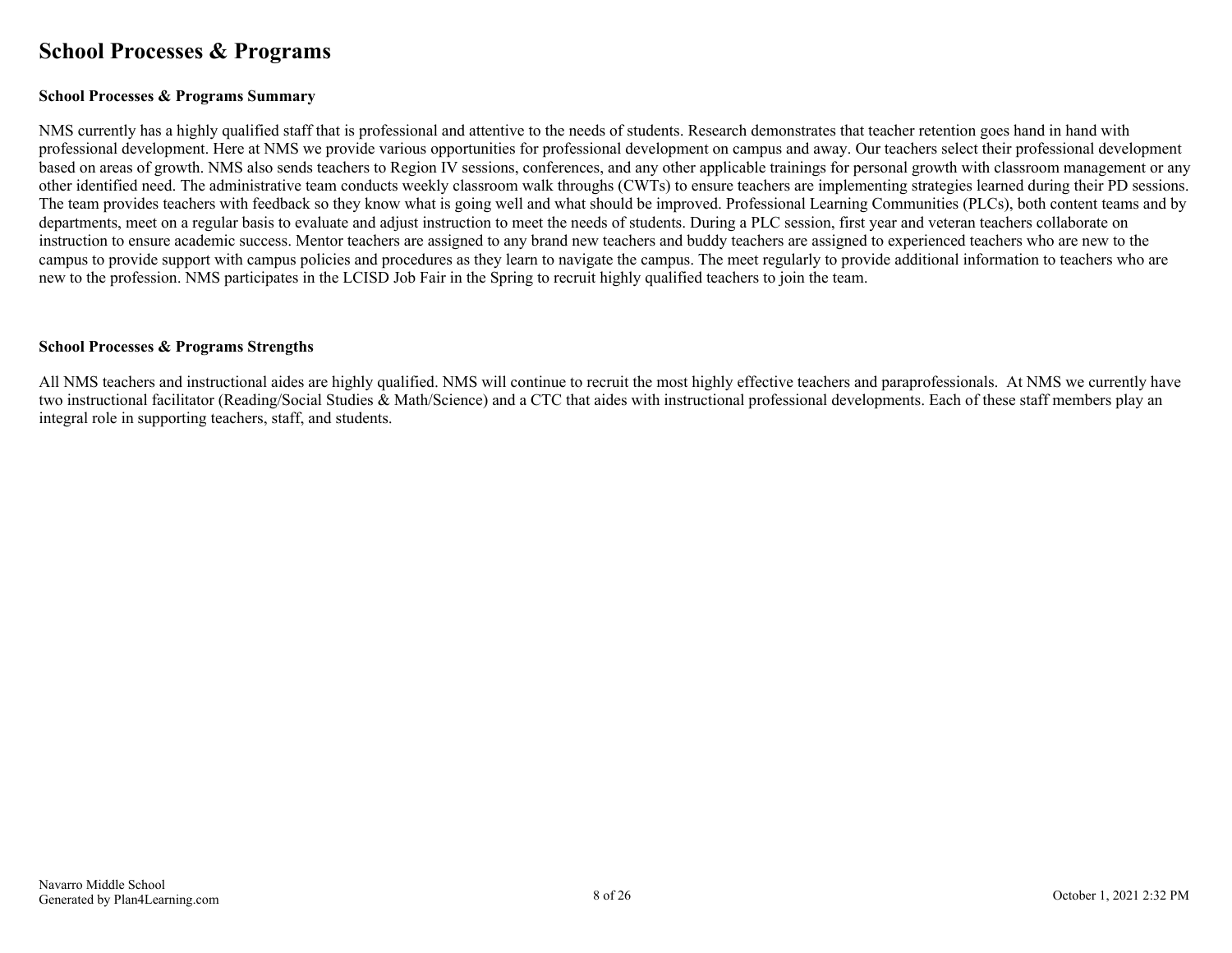# School Processes & Programs

## School Processes & Programs Summary

NMS currently has a highly qualified staff that is professional and attentive to the needs of students. Research demonstrates that teacher retention goes hand in hand with professional development. Here at NMS we provide various opportunities for professional development on campus and away. Our teachers select their professional development based on areas of growth. NMS also sends teachers to Region IV sessions, conferences, and any other applicable trainings for personal growth with classroom management or any other identified need. The administrative team conducts weekly classroom walk throughs (CWTs) to ensure teachers are implementing strategies learned during their PD sessions. The team provides teachers with feedback so they know what is going well and what should be improved. Professional Learning Communities (PLCs), both content teams and by departments, meet on a regular basis to evaluate and adjust instruction to meet the needs of students. During a PLC session, first year and veteran teachers collaborate on instruction to ensure academic success. Mentor teachers are assigned to any brand new teachers and buddy teachers are assigned to experienced teachers who are new to the campus to provide support with campus policies and procedures as they learn to navigate the campus. The meet regularly to provide additional information to teachers who are new to the profession. NMS participates in the LCISD Job Fair in the Spring to recruit highly qualified teachers to join the team.

## School Processes & Programs Strengths

All NMS teachers and instructional aides are highly qualified. NMS will continue to recruit the most highly effective teachers and paraprofessionals. At NMS we currently have two instructional facilitator (Reading/Social Studies & Math/Science) and a CTC that aides with instructional professional developments. Each of these staff members play an integral role in supporting teachers, staff, and students.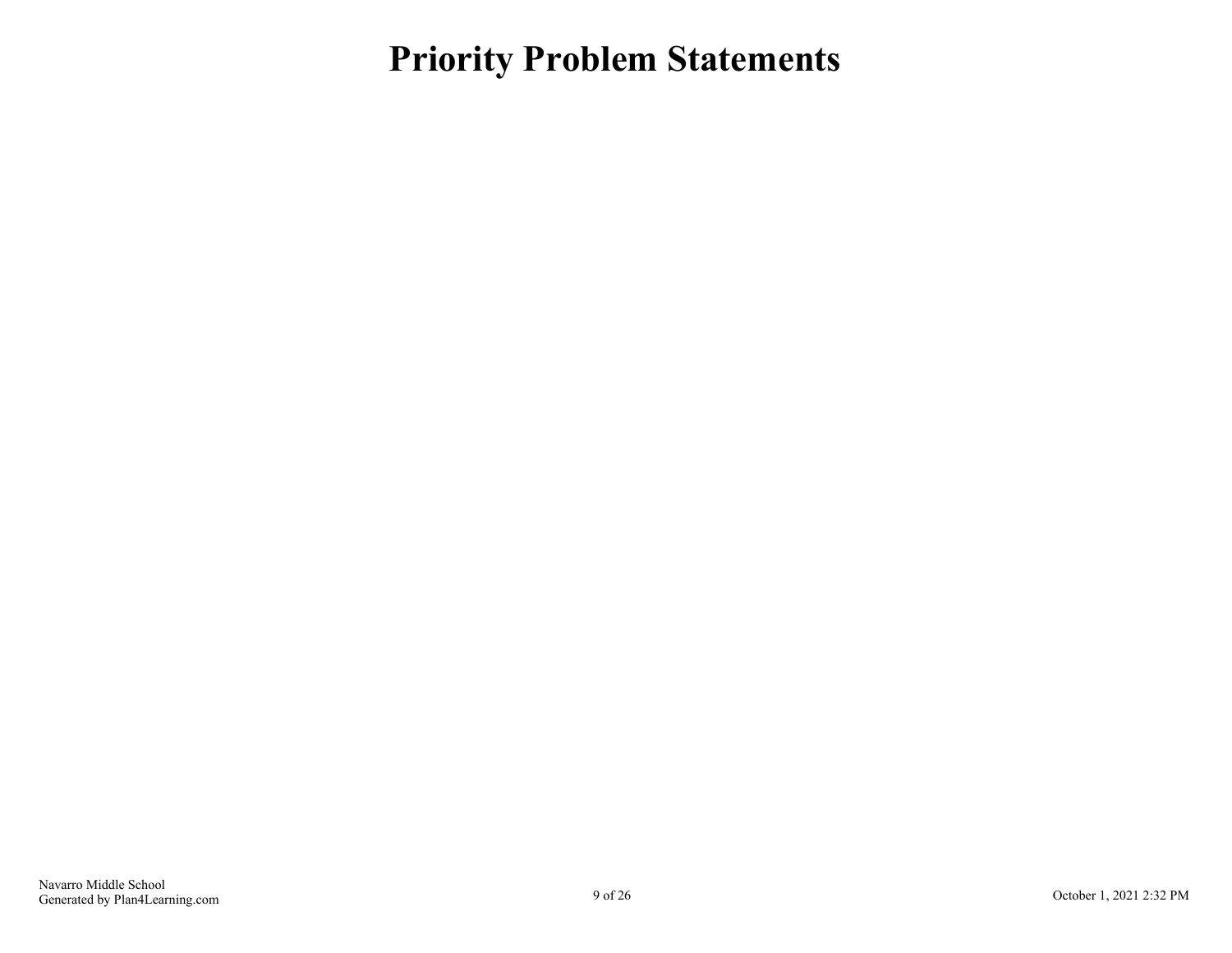# Priority Problem Statements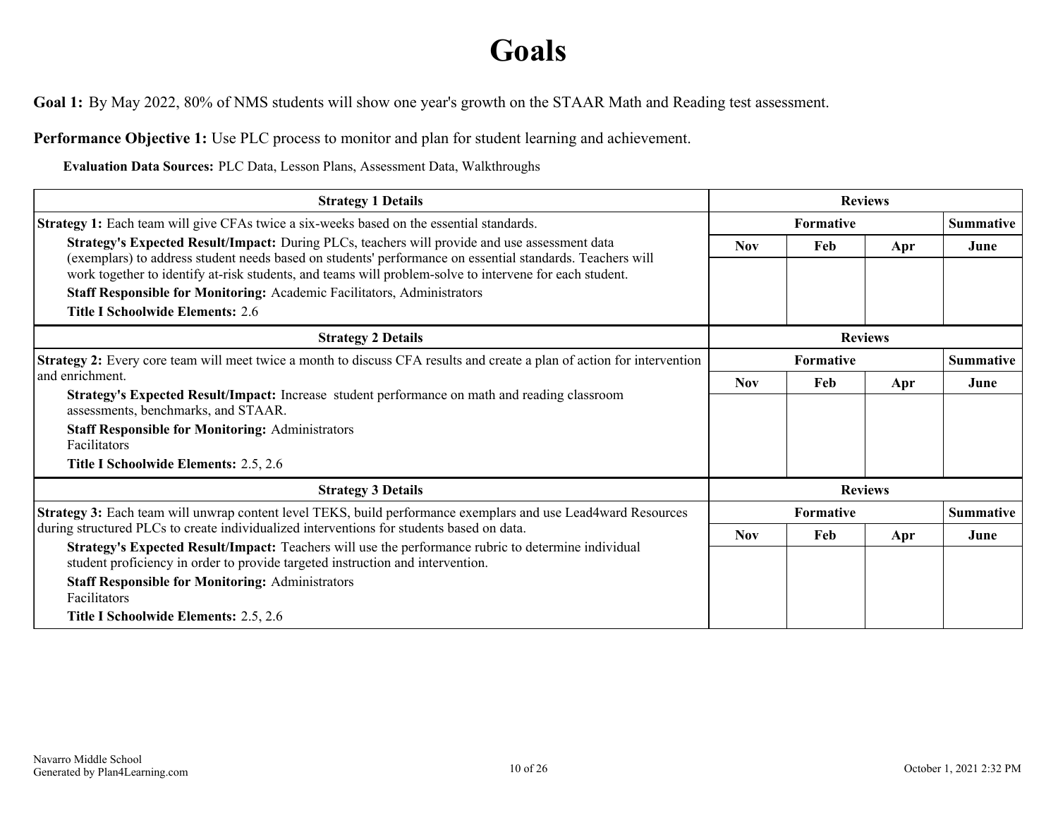# Goals

**Goal 1:** By May 2022, 80% of NMS students will show one year's growth on the STAAR Math and Reading test assessment.

**Performance Objective 1:** Use PLC process to monitor and plan for student learning and achievement.

**Evaluation Data Sources:** PLC Data, Lesson Plans, Assessment Data, Walkthroughs

| Strategy 1 Details | Reviews | | | |
|---|---|---|---|---|
| **Strategy 1:** Each team will give CFAs twice a six-weeks based on the essential standards. | Formative | | | Summative |
| **Strategy's Expected Result/Impact:** During PLCs, teachers will provide and use assessment data (exemplars) to address student needs based on students' performance on essential standards. Teachers will work together to identify at-risk students, and teams will problem-solve to intervene for each student.<br>**Staff Responsible for Monitoring:** Academic Facilitators, Administrators<br>**Title I Schoolwide Elements:** 2.6 | Nov | Feb | Apr | June |
| | | | | |

| Strategy 2 Details | Reviews | | | |
|---|---|---|---|---|
| **Strategy 2:** Every core team will meet twice a month to discuss CFA results and create a plan of action for intervention and enrichment. | Formative | | | Summative |
| **Strategy's Expected Result/Impact:** Increase student performance on math and reading classroom assessments, benchmarks, and STAAR.<br>**Staff Responsible for Monitoring:** Administrators<br>Facilitators<br>**Title I Schoolwide Elements:** 2.5, 2.6 | Nov | Feb | Apr | June |
| | | | | |

| Strategy 3 Details | Reviews | | | |
|---|---|---|---|---|
| **Strategy 3:** Each team will unwrap content level TEKS, build performance exemplars and use Lead4ward Resources during structured PLCs to create individualized interventions for students based on data. | Formative | | | Summative |
| **Strategy's Expected Result/Impact:** Teachers will use the performance rubric to determine individual student proficiency in order to provide targeted instruction and intervention.<br>**Staff Responsible for Monitoring:** Administrators<br>Facilitators<br>**Title I Schoolwide Elements:** 2.5, 2.6 | Nov | Feb | Apr | June |
| | | | | |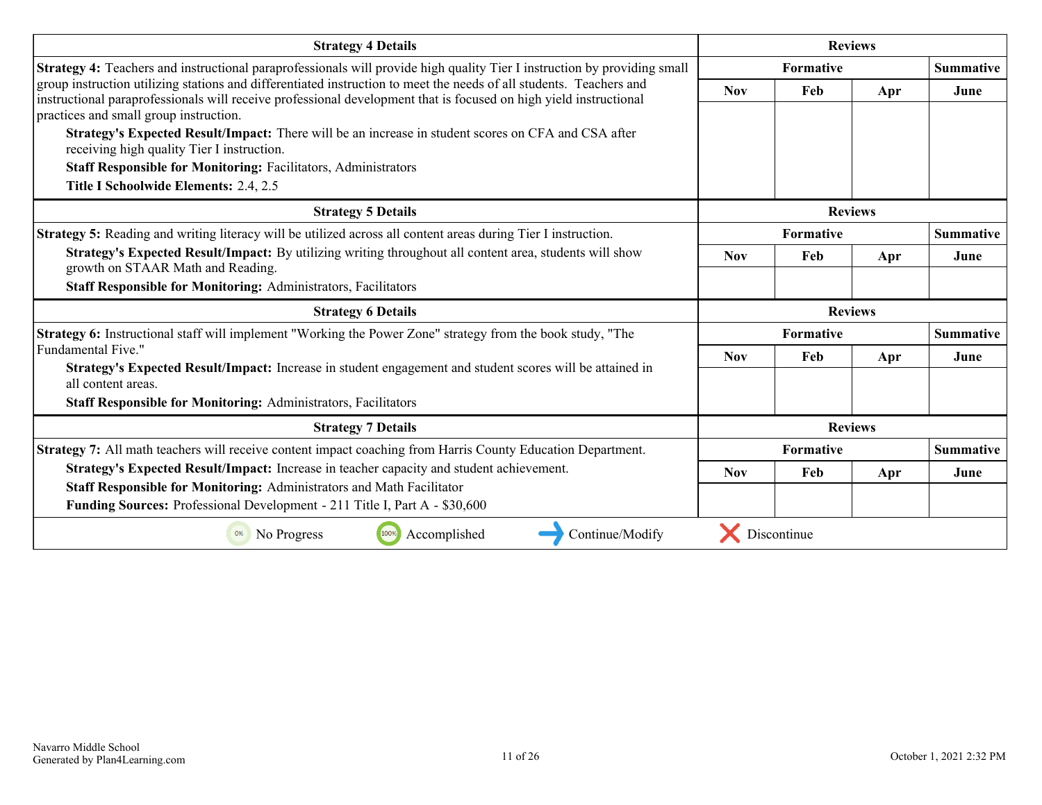| Strategy 4 Details | Reviews | | | |
|---|---|---|---|---|
| **Strategy 4:** Teachers and instructional paraprofessionals will provide high quality Tier I instruction by providing small group instruction utilizing stations and differentiated instruction to meet the needs of all students. Teachers and instructional paraprofessionals will receive professional development that is focused on high yield instructional practices and small group instruction. | Formative | | | Summative |
| **Strategy's Expected Result/Impact:** There will be an increase in student scores on CFA and CSA after receiving high quality Tier I instruction. **Staff Responsible for Monitoring:** Facilitators, Administrators **Title I Schoolwide Elements:** 2.4, 2.5 | Nov | Feb | Apr | June |
| | | | | |

| Strategy 5 Details | Reviews | | | |
|---|---|---|---|---|
| **Strategy 5:** Reading and writing literacy will be utilized across all content areas during Tier I instruction. | Formative | | | Summative |
| **Strategy's Expected Result/Impact:** By utilizing writing throughout all content area, students will show growth on STAAR Math and Reading. **Staff Responsible for Monitoring:** Administrators, Facilitators | Nov | Feb | Apr | June |
| | | | | |

| Strategy 6 Details | Reviews | | | |
|---|---|---|---|---|
| **Strategy 6:** Instructional staff will implement "Working the Power Zone" strategy from the book study, "The Fundamental Five." | Formative | | | Summative |
| **Strategy's Expected Result/Impact:** Increase in student engagement and student scores will be attained in all content areas. **Staff Responsible for Monitoring:** Administrators, Facilitators | Nov | Feb | Apr | June |
| | | | | |

| Strategy 7 Details | Reviews | | | |
|---|---|---|---|---|
| **Strategy 7:** All math teachers will receive content impact coaching from Harris County Education Department. | Formative | | | Summative |
| **Strategy's Expected Result/Impact:** Increase in teacher capacity and student achievement. **Staff Responsible for Monitoring:** Administrators and Math Facilitator **Funding Sources:** Professional Development - 211 Title I, Part A - $30,600 | Nov | Feb | Apr | June |
| | | | | |

0% No Progress | 100% Accomplished | → Continue/Modify | ✗ Discontinue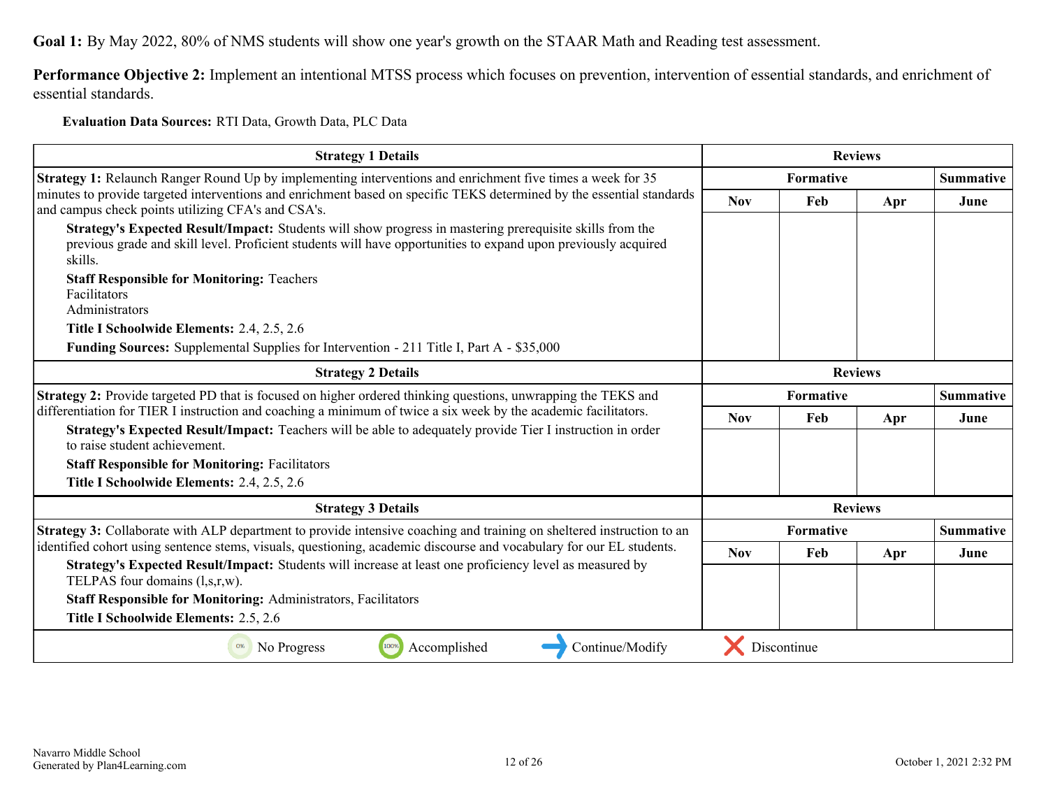**Goal 1:** By May 2022, 80% of NMS students will show one year's growth on the STAAR Math and Reading test assessment.

**Performance Objective 2:** Implement an intentional MTSS process which focuses on prevention, intervention of essential standards, and enrichment of essential standards.

**Evaluation Data Sources:** RTI Data, Growth Data, PLC Data

| Strategy 1 Details | Reviews | | | |
|---|---|---|---|---|
| | Formative | | | Summative |
| | Nov | Feb | Apr | June |
| **Strategy 1:** Relaunch Ranger Round Up by implementing interventions and enrichment five times a week for 35 minutes to provide targeted interventions and enrichment based on specific TEKS determined by the essential standards and campus check points utilizing CFA's and CSA's.<br>**Strategy's Expected Result/Impact:** Students will show progress in mastering prerequisite skills from the previous grade and skill level. Proficient students will have opportunities to expand upon previously acquired skills.<br>**Staff Responsible for Monitoring:** Teachers<br>Facilitators<br>Administrators<br>**Title I Schoolwide Elements:** 2.4, 2.5, 2.6<br>**Funding Sources:** Supplemental Supplies for Intervention - 211 Title I, Part A - $35,000 | | | | |

| Strategy 2 Details | Reviews | | | |
|---|---|---|---|---|
| | Formative | | | Summative |
| | Nov | Feb | Apr | June |
| **Strategy 2:** Provide targeted PD that is focused on higher ordered thinking questions, unwrapping the TEKS and differentiation for TIER I instruction and coaching a minimum of twice a six week by the academic facilitators.<br>**Strategy's Expected Result/Impact:** Teachers will be able to adequately provide Tier I instruction in order to raise student achievement.<br>**Staff Responsible for Monitoring:** Facilitators<br>**Title I Schoolwide Elements:** 2.4, 2.5, 2.6 | | | | |

| Strategy 3 Details | Reviews | | | |
|---|---|---|---|---|
| | Formative | | | Summative |
| | Nov | Feb | Apr | June |
| **Strategy 3:** Collaborate with ALP department to provide intensive coaching and training on sheltered instruction to an identified cohort using sentence stems, visuals, questioning, academic discourse and vocabulary for our EL students.<br>**Strategy's Expected Result/Impact:** Students will increase at least one proficiency level as measured by TELPAS four domains (l,s,r,w).<br>**Staff Responsible for Monitoring:** Administrators, Facilitators<br>**Title I Schoolwide Elements:** 2.5, 2.6 | | | | |

0% No Progress | 100% Accomplished | Continue/Modify | Discontinue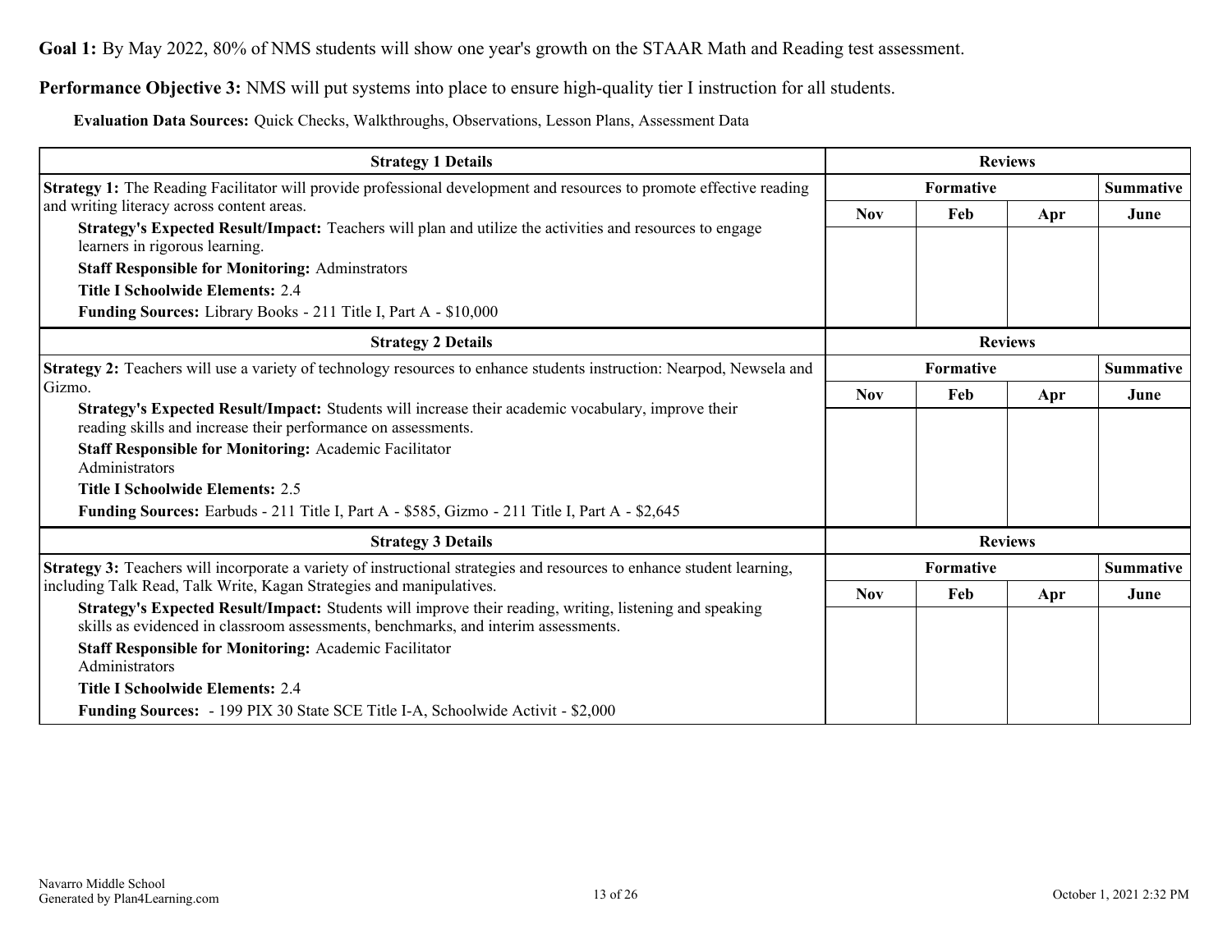**Goal 1:** By May 2022, 80% of NMS students will show one year's growth on the STAAR Math and Reading test assessment.

**Performance Objective 3:** NMS will put systems into place to ensure high-quality tier I instruction for all students.

**Evaluation Data Sources:** Quick Checks, Walkthroughs, Observations, Lesson Plans, Assessment Data

| Strategy 1 Details | Reviews | | | |
|---|---|---|---|---|
| | Formative | | | Summative |
| | Nov | Feb | Apr | June |
| **Strategy 1:** The Reading Facilitator will provide professional development and resources to promote effective reading and writing literacy across content areas.<br>**Strategy's Expected Result/Impact:** Teachers will plan and utilize the activities and resources to engage learners in rigorous learning.<br>**Staff Responsible for Monitoring:** Adminstrators<br>**Title I Schoolwide Elements:** 2.4<br>**Funding Sources:** Library Books - 211 Title I, Part A - $10,000 | | | | |

| Strategy 2 Details | Reviews | | | |
|---|---|---|---|---|
| | Formative | | | Summative |
| | Nov | Feb | Apr | June |
| **Strategy 2:** Teachers will use a variety of technology resources to enhance students instruction: Nearpod, Newsela and Gizmo.<br>**Strategy's Expected Result/Impact:** Students will increase their academic vocabulary, improve their reading skills and increase their performance on assessments.<br>**Staff Responsible for Monitoring:** Academic Facilitator<br>Administrators<br>**Title I Schoolwide Elements:** 2.5<br>**Funding Sources:** Earbuds - 211 Title I, Part A - $585, Gizmo - 211 Title I, Part A - $2,645 | | | | |

| Strategy 3 Details | Reviews | | | |
|---|---|---|---|---|
| | Formative | | | Summative |
| | Nov | Feb | Apr | June |
| **Strategy 3:** Teachers will incorporate a variety of instructional strategies and resources to enhance student learning, including Talk Read, Talk Write, Kagan Strategies and manipulatives.<br>**Strategy's Expected Result/Impact:** Students will improve their reading, writing, listening and speaking skills as evidenced in classroom assessments, benchmarks, and interim assessments.<br>**Staff Responsible for Monitoring:** Academic Facilitator<br>Administrators<br>**Title I Schoolwide Elements:** 2.4<br>**Funding Sources:** - 199 PIX 30 State SCE Title I-A, Schoolwide Activit - $2,000 | | | | |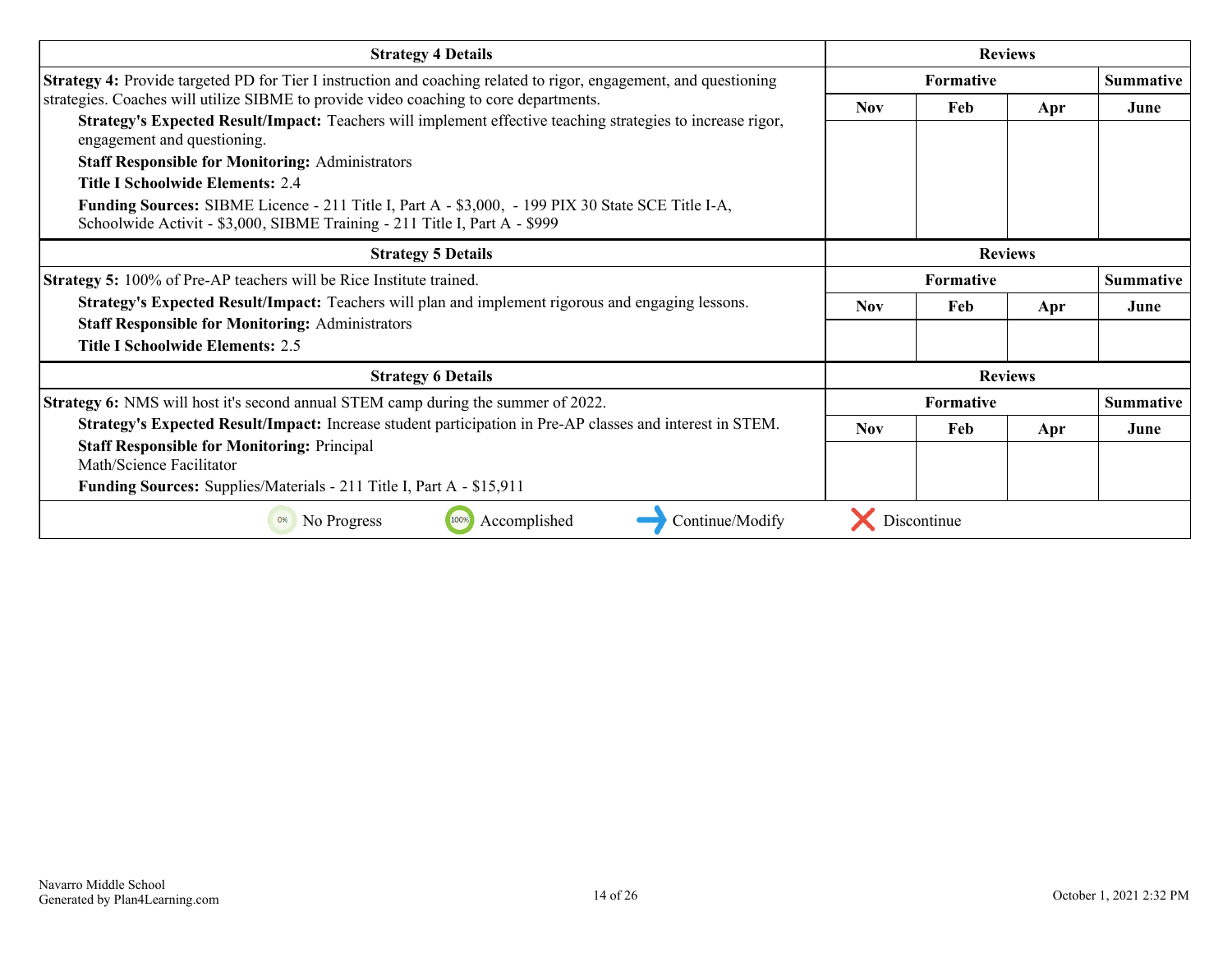| Strategy 4 Details | Reviews | | | |
|---|---|---|---|---|
| **Strategy 4:** Provide targeted PD for Tier I instruction and coaching related to rigor, engagement, and questioning strategies. Coaches will utilize SIBME to provide video coaching to core departments.<br>**Strategy's Expected Result/Impact:** Teachers will implement effective teaching strategies to increase rigor, engagement and questioning.<br>**Staff Responsible for Monitoring:** Administrators<br>**Title I Schoolwide Elements:** 2.4<br>**Funding Sources:** SIBME Licence - 211 Title I, Part A - $3,000, - 199 PIX 30 State SCE Title I-A, Schoolwide Activit - $3,000, SIBME Training - 211 Title I, Part A - $999 | **Formative** | | | **Summative** |
| | **Nov** | **Feb** | **Apr** | **June** |
| | | | | |

| Strategy 5 Details | Reviews | | | |
|---|---|---|---|---|
| **Strategy 5:** 100% of Pre-AP teachers will be Rice Institute trained.<br>**Strategy's Expected Result/Impact:** Teachers will plan and implement rigorous and engaging lessons.<br>**Staff Responsible for Monitoring:** Administrators<br>**Title I Schoolwide Elements:** 2.5 | **Formative** | | | **Summative** |
| | **Nov** | **Feb** | **Apr** | **June** |
| | | | | |

| Strategy 6 Details | Reviews | | | |
|---|---|---|---|---|
| **Strategy 6:** NMS will host it's second annual STEM camp during the summer of 2022.<br>**Strategy's Expected Result/Impact:** Increase student participation in Pre-AP classes and interest in STEM.<br>**Staff Responsible for Monitoring:** Principal<br>Math/Science Facilitator<br>**Funding Sources:** Supplies/Materials - 211 Title I, Part A - $15,911 | **Formative** | | | **Summative** |
| | **Nov** | **Feb** | **Apr** | **June** |
| | | | | |

0% No Progress | 100% Accomplished | Continue/Modify | Discontinue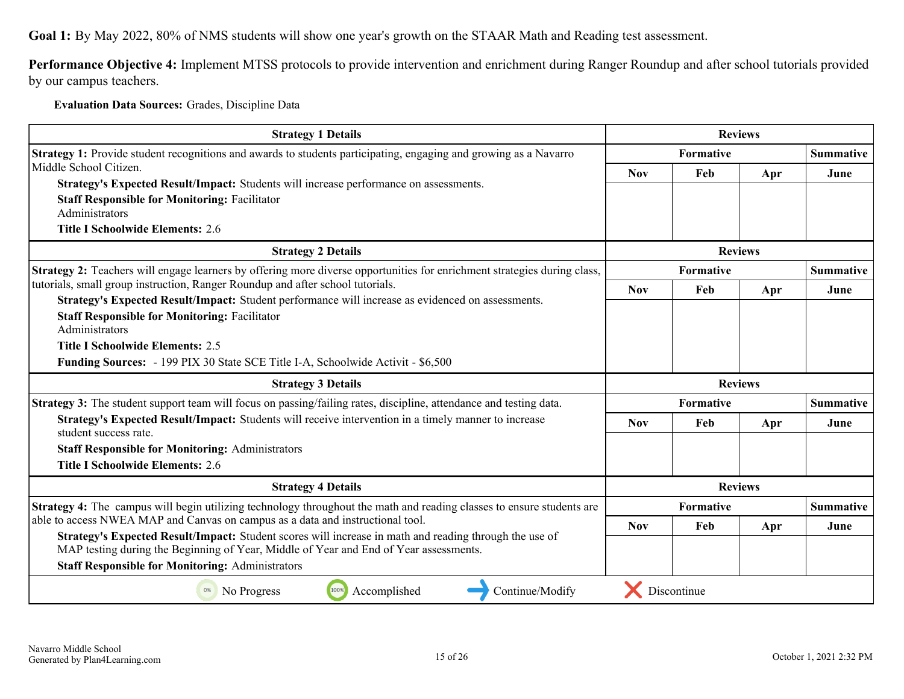**Goal 1:** By May 2022, 80% of NMS students will show one year's growth on the STAAR Math and Reading test assessment.

**Performance Objective 4:** Implement MTSS protocols to provide intervention and enrichment during Ranger Roundup and after school tutorials provided by our campus teachers.

**Evaluation Data Sources:** Grades, Discipline Data

| Strategy 1 Details | Reviews | | | |
|---|---|---|---|---|
| **Strategy 1:** Provide student recognitions and awards to students participating, engaging and growing as a Navarro Middle School Citizen.<br>**Strategy's Expected Result/Impact:** Students will increase performance on assessments.<br>**Staff Responsible for Monitoring:** Facilitator<br>Administrators<br>**Title I Schoolwide Elements:** 2.6 | **Formative** | | | **Summative** |
| | Nov | Feb | Apr | June |
| | | | | |

| Strategy 2 Details | Reviews | | | |
|---|---|---|---|---|
| **Strategy 2:** Teachers will engage learners by offering more diverse opportunities for enrichment strategies during class, tutorials, small group instruction, Ranger Roundup and after school tutorials.<br>**Strategy's Expected Result/Impact:** Student performance will increase as evidenced on assessments.<br>**Staff Responsible for Monitoring:** Facilitator<br>Administrators<br>**Title I Schoolwide Elements:** 2.5<br>**Funding Sources:** - 199 PIX 30 State SCE Title I-A, Schoolwide Activit - $6,500 | **Formative** | | | **Summative** |
| | Nov | Feb | Apr | June |
| | | | | |

| Strategy 3 Details | Reviews | | | |
|---|---|---|---|---|
| **Strategy 3:** The student support team will focus on passing/failing rates, discipline, attendance and testing data.<br>**Strategy's Expected Result/Impact:** Students will receive intervention in a timely manner to increase student success rate.<br>**Staff Responsible for Monitoring:** Administrators<br>**Title I Schoolwide Elements:** 2.6 | **Formative** | | | **Summative** |
| | Nov | Feb | Apr | June |
| | | | | |

| Strategy 4 Details | Reviews | | | |
|---|---|---|---|---|
| **Strategy 4:** The campus will begin utilizing technology throughout the math and reading classes to ensure students are able to access NWEA MAP and Canvas on campus as a data and instructional tool.<br>**Strategy's Expected Result/Impact:** Student scores will increase in math and reading through the use of MAP testing during the Beginning of Year, Middle of Year and End of Year assessments.<br>**Staff Responsible for Monitoring:** Administrators | **Formative** | | | **Summative** |
| | Nov | Feb | Apr | June |
| | | | | |

0% No Progress | 100% Accomplished | Continue/Modify | Discontinue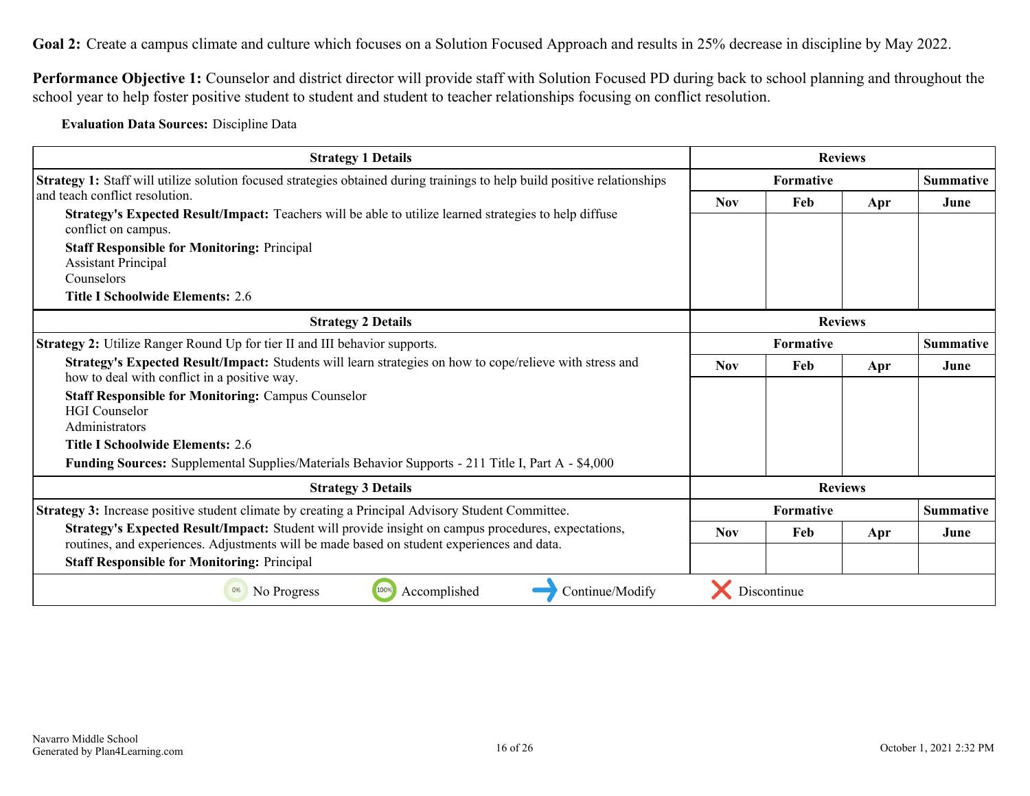**Goal 2:** Create a campus climate and culture which focuses on a Solution Focused Approach and results in 25% decrease in discipline by May 2022.

**Performance Objective 1:** Counselor and district director will provide staff with Solution Focused PD during back to school planning and throughout the school year to help foster positive student to student and student to teacher relationships focusing on conflict resolution.

**Evaluation Data Sources:** Discipline Data

| Strategy 1 Details | Reviews | | | |
|---|---|---|---|---|
| | Formative | | | Summative |
| | Nov | Feb | Apr | June |
| **Strategy 1:** Staff will utilize solution focused strategies obtained during trainings to help build positive relationships and teach conflict resolution.<br>**Strategy's Expected Result/Impact:** Teachers will be able to utilize learned strategies to help diffuse conflict on campus.<br>**Staff Responsible for Monitoring:** Principal<br>Assistant Principal<br>Counselors<br>**Title I Schoolwide Elements:** 2.6 | | | | |

| Strategy 2 Details | Reviews | | | |
|---|---|---|---|---|
| | Formative | | | Summative |
| | Nov | Feb | Apr | June |
| **Strategy 2:** Utilize Ranger Round Up for tier II and III behavior supports.<br>**Strategy's Expected Result/Impact:** Students will learn strategies on how to cope/relieve with stress and how to deal with conflict in a positive way.<br>**Staff Responsible for Monitoring:** Campus Counselor<br>HGI Counselor<br>Administrators<br>**Title I Schoolwide Elements:** 2.6<br>**Funding Sources:** Supplemental Supplies/Materials Behavior Supports - 211 Title I, Part A - $4,000 | | | | |

| Strategy 3 Details | Reviews | | | |
|---|---|---|---|---|
| | Formative | | | Summative |
| | Nov | Feb | Apr | June |
| **Strategy 3:** Increase positive student climate by creating a Principal Advisory Student Committee.<br>**Strategy's Expected Result/Impact:** Student will provide insight on campus procedures, expectations, routines, and experiences. Adjustments will be made based on student experiences and data.<br>**Staff Responsible for Monitoring:** Principal | | | | |

0% No Progress | 100% Accomplished | Continue/Modify | Discontinue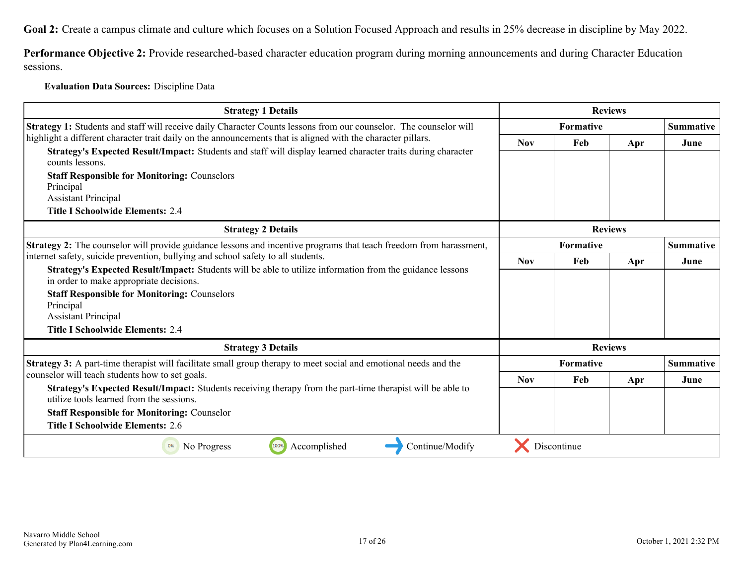**Goal 2:** Create a campus climate and culture which focuses on a Solution Focused Approach and results in 25% decrease in discipline by May 2022.

**Performance Objective 2:** Provide researched-based character education program during morning announcements and during Character Education sessions.

**Evaluation Data Sources:** Discipline Data

| Strategy 1 Details | Reviews | | | |
|---|---|---|---|---|
| **Strategy 1:** Students and staff will receive daily Character Counts lessons from our counselor. The counselor will highlight a different character trait daily on the announcements that is aligned with the character pillars.<br>**Strategy's Expected Result/Impact:** Students and staff will display learned character traits during character counts lessons.<br>**Staff Responsible for Monitoring:** Counselors<br>Principal<br>Assistant Principal<br>**Title I Schoolwide Elements:** 2.4 | Formative | | | Summative |
| | Nov | Feb | Apr | June |
| | | | | |

| Strategy 2 Details | Reviews | | | |
|---|---|---|---|---|
| **Strategy 2:** The counselor will provide guidance lessons and incentive programs that teach freedom from harassment, internet safety, suicide prevention, bullying and school safety to all students.<br>**Strategy's Expected Result/Impact:** Students will be able to utilize information from the guidance lessons in order to make appropriate decisions.<br>**Staff Responsible for Monitoring:** Counselors<br>Principal<br>Assistant Principal<br>**Title I Schoolwide Elements:** 2.4 | Formative | | | Summative |
| | Nov | Feb | Apr | June |
| | | | | |

| Strategy 3 Details | Reviews | | | |
|---|---|---|---|---|
| **Strategy 3:** A part-time therapist will facilitate small group therapy to meet social and emotional needs and the counselor will teach students how to set goals.<br>**Strategy's Expected Result/Impact:** Students receiving therapy from the part-time therapist will be able to utilize tools learned from the sessions.<br>**Staff Responsible for Monitoring:** Counselor<br>**Title I Schoolwide Elements:** 2.6 | Formative | | | Summative |
| | Nov | Feb | Apr | June |
| | | | | |

0% No Progress &nbsp;&nbsp; 100% Accomplished &nbsp;&nbsp; → Continue/Modify &nbsp;&nbsp; ✗ Discontinue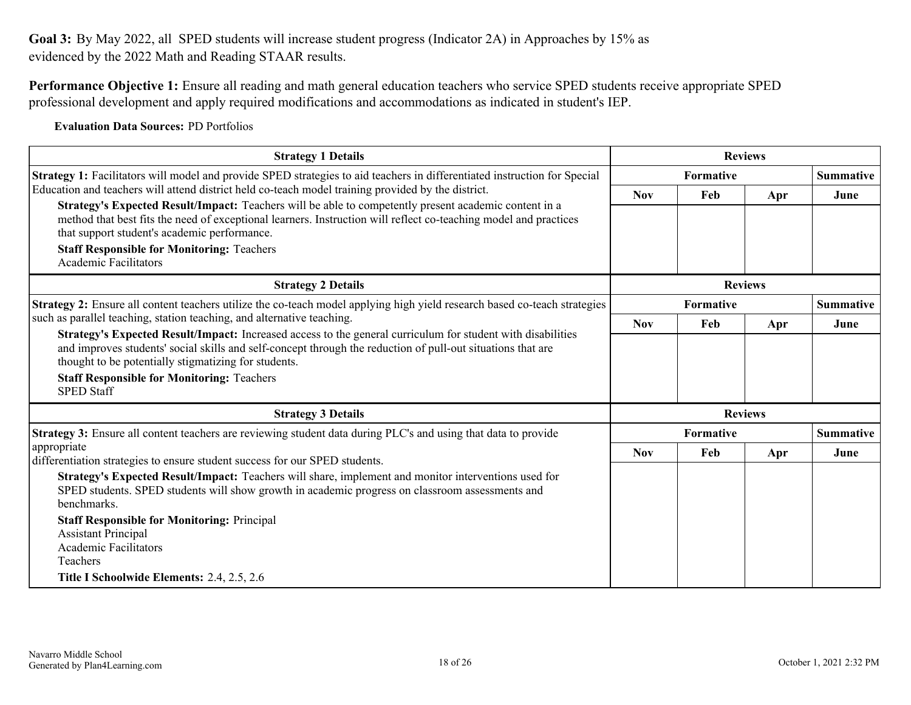**Goal 3:** By May 2022, all SPED students will increase student progress (Indicator 2A) in Approaches by 15% as evidenced by the 2022 Math and Reading STAAR results.

**Performance Objective 1:** Ensure all reading and math general education teachers who service SPED students receive appropriate SPED professional development and apply required modifications and accommodations as indicated in student's IEP.

**Evaluation Data Sources:** PD Portfolios

| Strategy 1 Details | Reviews | | | |
|---|---|---|---|---|
| | Formative | | | Summative |
| | Nov | Feb | Apr | June |
| **Strategy 1:** Facilitators will model and provide SPED strategies to aid teachers in differentiated instruction for Special Education and teachers will attend district held co-teach model training provided by the district.<br>**Strategy's Expected Result/Impact:** Teachers will be able to competently present academic content in a method that best fits the need of exceptional learners. Instruction will reflect co-teaching model and practices that support student's academic performance.<br>**Staff Responsible for Monitoring:** Teachers<br>Academic Facilitators | | | | |

| Strategy 2 Details | Reviews | | | |
|---|---|---|---|---|
| | Formative | | | Summative |
| | Nov | Feb | Apr | June |
| **Strategy 2:** Ensure all content teachers utilize the co-teach model applying high yield research based co-teach strategies such as parallel teaching, station teaching, and alternative teaching.<br>**Strategy's Expected Result/Impact:** Increased access to the general curriculum for student with disabilities and improves students' social skills and self-concept through the reduction of pull-out situations that are thought to be potentially stigmatizing for students.<br>**Staff Responsible for Monitoring:** Teachers<br>SPED Staff | | | | |

| Strategy 3 Details | Reviews | | | |
|---|---|---|---|---|
| | Formative | | | Summative |
| | Nov | Feb | Apr | June |
| **Strategy 3:** Ensure all content teachers are reviewing student data during PLC's and using that data to provide appropriate differentiation strategies to ensure student success for our SPED students.<br>**Strategy's Expected Result/Impact:** Teachers will share, implement and monitor interventions used for SPED students. SPED students will show growth in academic progress on classroom assessments and benchmarks.<br>**Staff Responsible for Monitoring:** Principal<br>Assistant Principal<br>Academic Facilitators<br>Teachers<br>**Title I Schoolwide Elements:** 2.4, 2.5, 2.6 | | | | |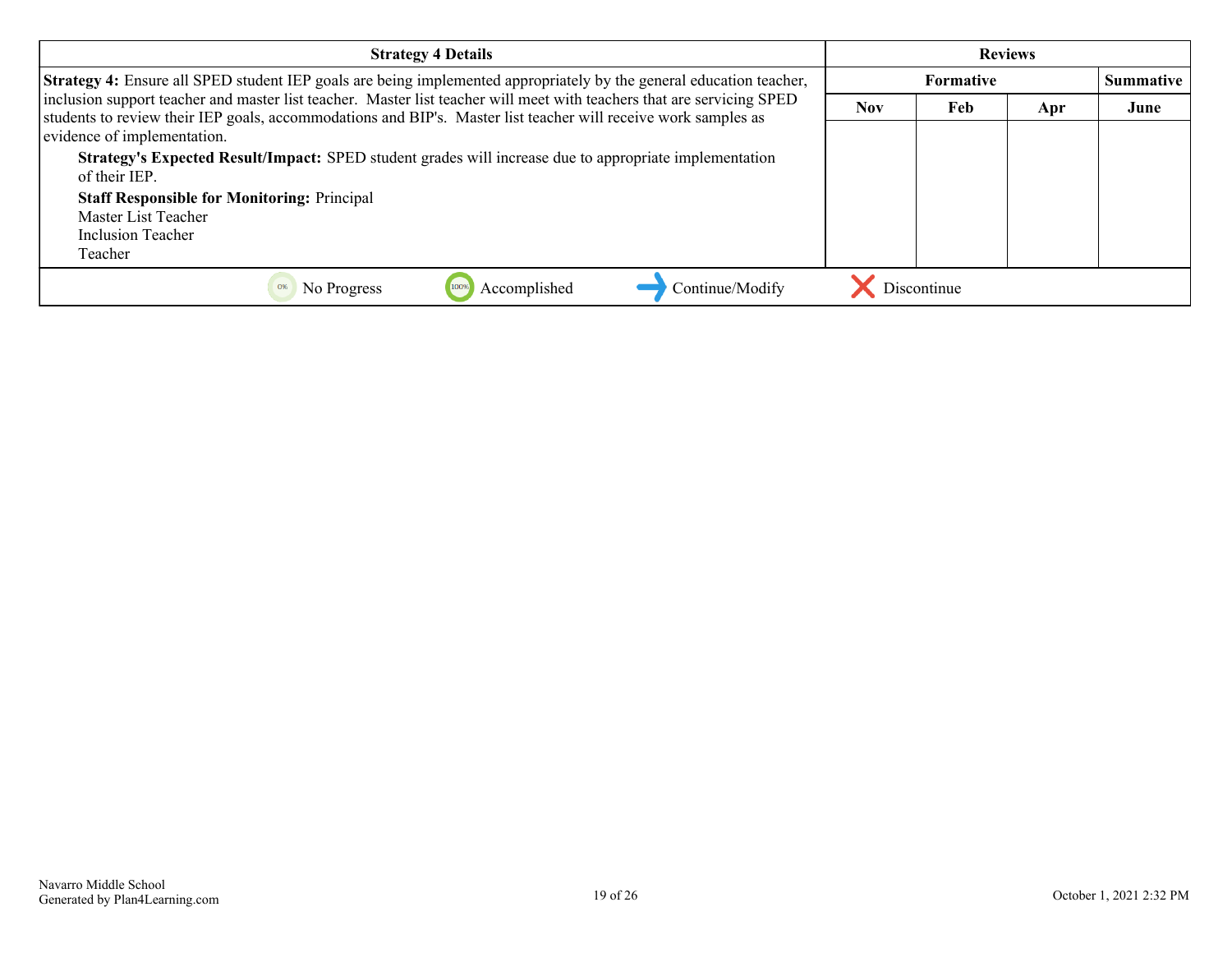| Strategy 4 Details | Reviews | | | |
|---|---|---|---|---|
| | Formative | | | Summative |
| | Nov | Feb | Apr | June |
| **Strategy 4:** Ensure all SPED student IEP goals are being implemented appropriately by the general education teacher, inclusion support teacher and master list teacher. Master list teacher will meet with teachers that are servicing SPED students to review their IEP goals, accommodations and BIP's. Master list teacher will receive work samples as evidence of implementation.<br>**Strategy's Expected Result/Impact:** SPED student grades will increase due to appropriate implementation of their IEP.<br>**Staff Responsible for Monitoring:** Principal<br>Master List Teacher<br>Inclusion Teacher<br>Teacher | | | | |

No Progress | Accomplished | Continue/Modify | Discontinue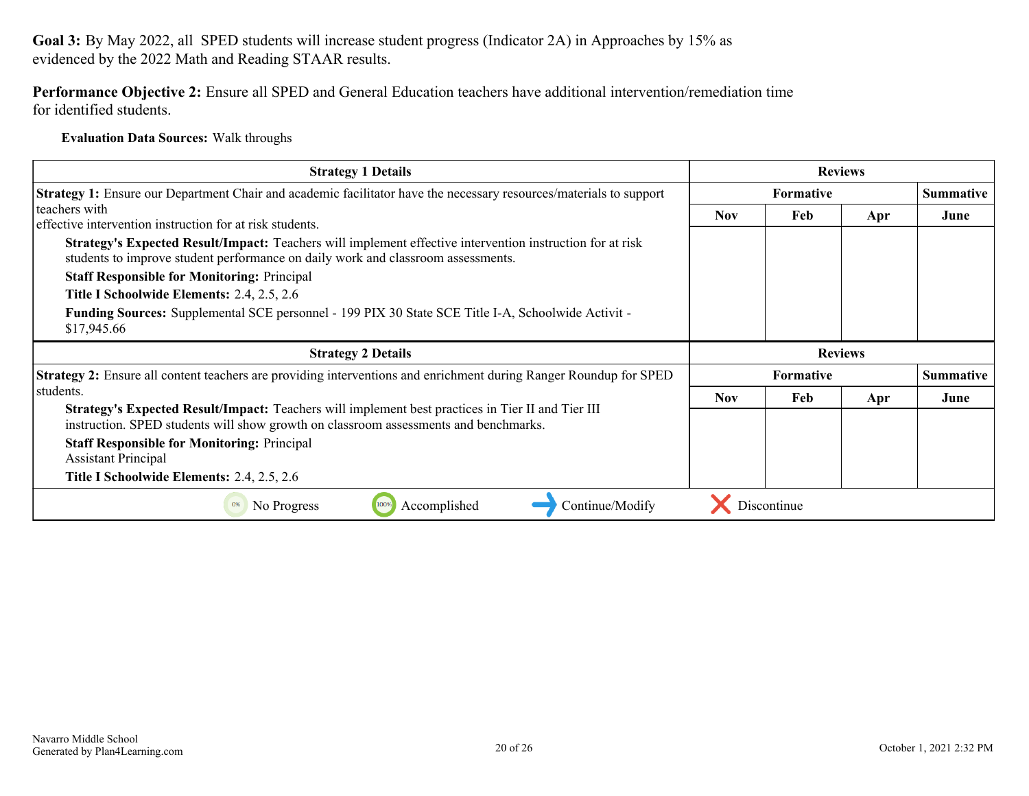**Goal 3:** By May 2022, all SPED students will increase student progress (Indicator 2A) in Approaches by 15% as evidenced by the 2022 Math and Reading STAAR results.

**Performance Objective 2:** Ensure all SPED and General Education teachers have additional intervention/remediation time for identified students.

**Evaluation Data Sources:** Walk throughs

| Strategy 1 Details | Reviews | | | |
|---|---|---|---|---|
| | Formative | | | Summative |
| **Strategy 1:** Ensure our Department Chair and academic facilitator have the necessary resources/materials to support teachers with effective intervention instruction for at risk students.<br>**Strategy's Expected Result/Impact:** Teachers will implement effective intervention instruction for at risk students to improve student performance on daily work and classroom assessments.<br>**Staff Responsible for Monitoring:** Principal<br>**Title I Schoolwide Elements:** 2.4, 2.5, 2.6<br>**Funding Sources:** Supplemental SCE personnel - 199 PIX 30 State SCE Title I-A, Schoolwide Activit - $17,945.66 | Nov | Feb | Apr | June |

| Strategy 2 Details | Reviews | | | |
|---|---|---|---|---|
| | Formative | | | Summative |
| **Strategy 2:** Ensure all content teachers are providing interventions and enrichment during Ranger Roundup for SPED students.<br>**Strategy's Expected Result/Impact:** Teachers will implement best practices in Tier II and Tier III instruction. SPED students will show growth on classroom assessments and benchmarks.<br>**Staff Responsible for Monitoring:** Principal<br>Assistant Principal<br>**Title I Schoolwide Elements:** 2.4, 2.5, 2.6 | Nov | Feb | Apr | June |

0% No Progress | 100% Accomplished | → Continue/Modify | ✕ Discontinue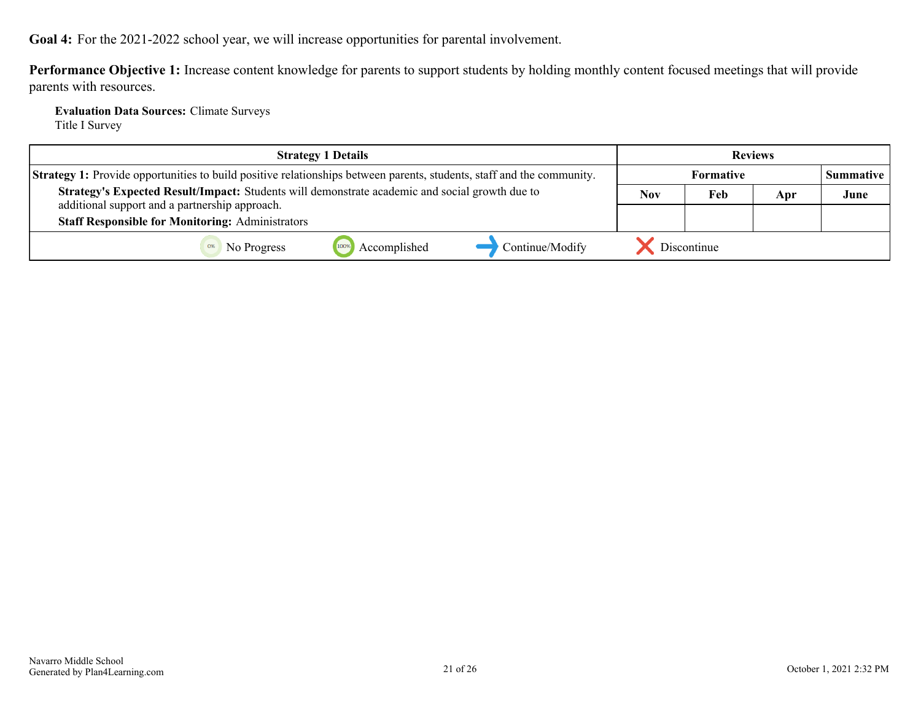**Goal 4:** For the 2021-2022 school year, we will increase opportunities for parental involvement.

**Performance Objective 1:** Increase content knowledge for parents to support students by holding monthly content focused meetings that will provide parents with resources.

**Evaluation Data Sources:** Climate Surveys
Title I Survey

| Strategy 1 Details | Reviews | | | |
|---|---|---|---|---|
| | Formative | | | Summative |
| | Nov | Feb | Apr | June |
| **Strategy 1:** Provide opportunities to build positive relationships between parents, students, staff and the community.<br>**Strategy's Expected Result/Impact:** Students will demonstrate academic and social growth due to additional support and a partnership approach.<br>**Staff Responsible for Monitoring:** Administrators | | | | |

0% No Progress | 100% Accomplished | → Continue/Modify | ✗ Discontinue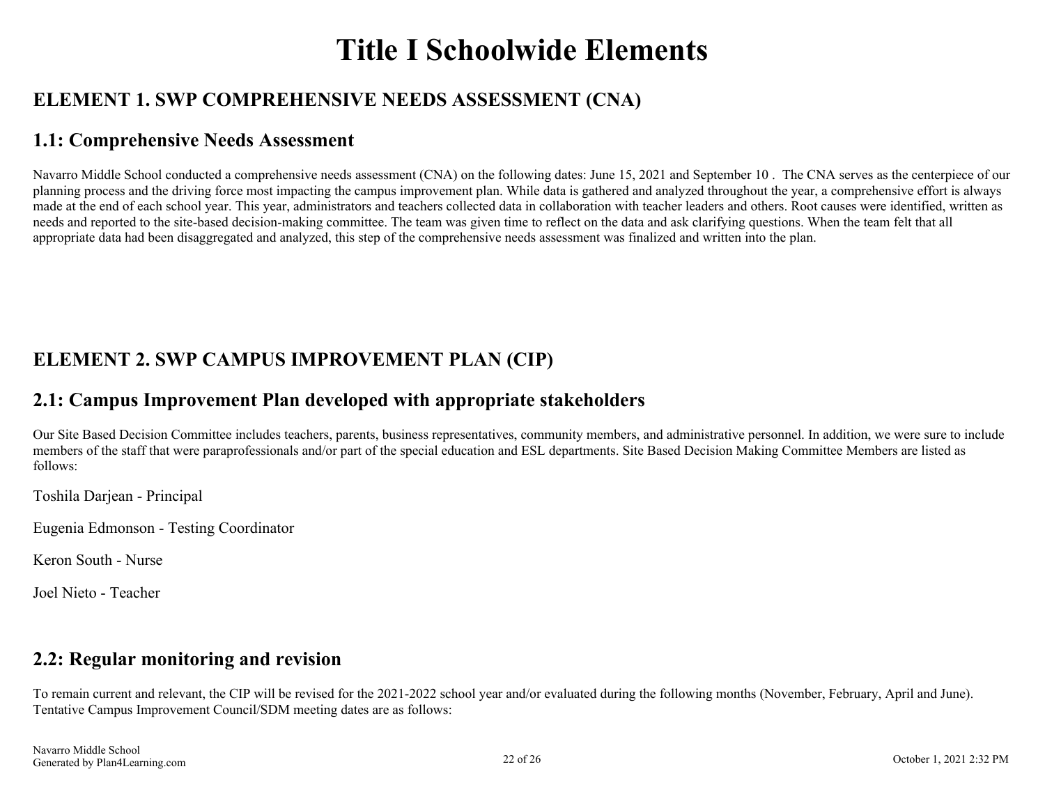# Title I Schoolwide Elements

## ELEMENT 1. SWP COMPREHENSIVE NEEDS ASSESSMENT (CNA)

## 1.1: Comprehensive Needs Assessment

Navarro Middle School conducted a comprehensive needs assessment (CNA) on the following dates: June 15, 2021 and September 10 . The CNA serves as the centerpiece of our planning process and the driving force most impacting the campus improvement plan. While data is gathered and analyzed throughout the year, a comprehensive effort is always made at the end of each school year. This year, administrators and teachers collected data in collaboration with teacher leaders and others. Root causes were identified, written as needs and reported to the site-based decision-making committee. The team was given time to reflect on the data and ask clarifying questions. When the team felt that all appropriate data had been disaggregated and analyzed, this step of the comprehensive needs assessment was finalized and written into the plan.

## ELEMENT 2. SWP CAMPUS IMPROVEMENT PLAN (CIP)

## 2.1: Campus Improvement Plan developed with appropriate stakeholders

Our Site Based Decision Committee includes teachers, parents, business representatives, community members, and administrative personnel. In addition, we were sure to include members of the staff that were paraprofessionals and/or part of the special education and ESL departments. Site Based Decision Making Committee Members are listed as follows:

Toshila Darjean - Principal

Eugenia Edmonson - Testing Coordinator

Keron South - Nurse

Joel Nieto - Teacher

## 2.2: Regular monitoring and revision

To remain current and relevant, the CIP will be revised for the 2021-2022 school year and/or evaluated during the following months (November, February, April and June). Tentative Campus Improvement Council/SDM meeting dates are as follows: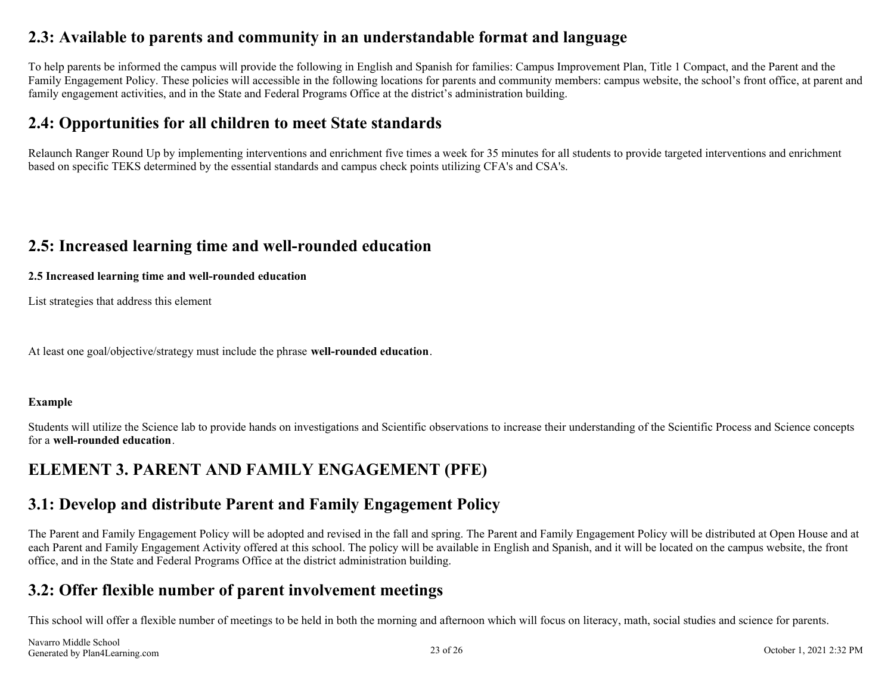## 2.3: Available to parents and community in an understandable format and language

To help parents be informed the campus will provide the following in English and Spanish for families: Campus Improvement Plan, Title 1 Compact, and the Parent and the Family Engagement Policy. These policies will accessible in the following locations for parents and community members: campus website, the school's front office, at parent and family engagement activities, and in the State and Federal Programs Office at the district's administration building.

## 2.4: Opportunities for all children to meet State standards

Relaunch Ranger Round Up by implementing interventions and enrichment five times a week for 35 minutes for all students to provide targeted interventions and enrichment based on specific TEKS determined by the essential standards and campus check points utilizing CFA's and CSA's.

## 2.5: Increased learning time and well-rounded education

**2.5 Increased learning time and well-rounded education**

List strategies that address this element

At least one goal/objective/strategy must include the phrase **well-rounded education**.

**Example**

Students will utilize the Science lab to provide hands on investigations and Scientific observations to increase their understanding of the Scientific Process and Science concepts for a **well-rounded education**.

# ELEMENT 3. PARENT AND FAMILY ENGAGEMENT (PFE)

## 3.1: Develop and distribute Parent and Family Engagement Policy

The Parent and Family Engagement Policy will be adopted and revised in the fall and spring. The Parent and Family Engagement Policy will be distributed at Open House and at each Parent and Family Engagement Activity offered at this school. The policy will be available in English and Spanish, and it will be located on the campus website, the front office, and in the State and Federal Programs Office at the district administration building.

## 3.2: Offer flexible number of parent involvement meetings

This school will offer a flexible number of meetings to be held in both the morning and afternoon which will focus on literacy, math, social studies and science for parents.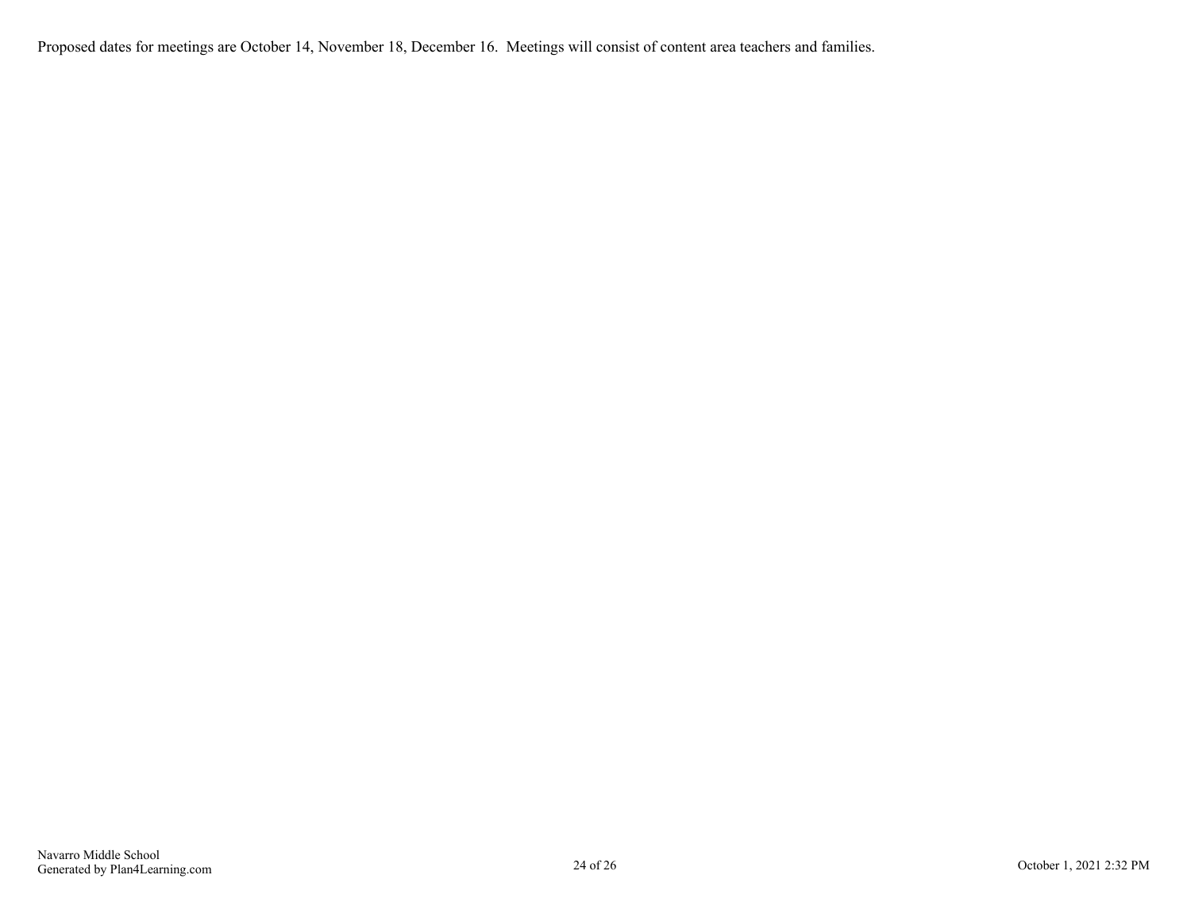Proposed dates for meetings are October 14, November 18, December 16.  Meetings will consist of content area teachers and families.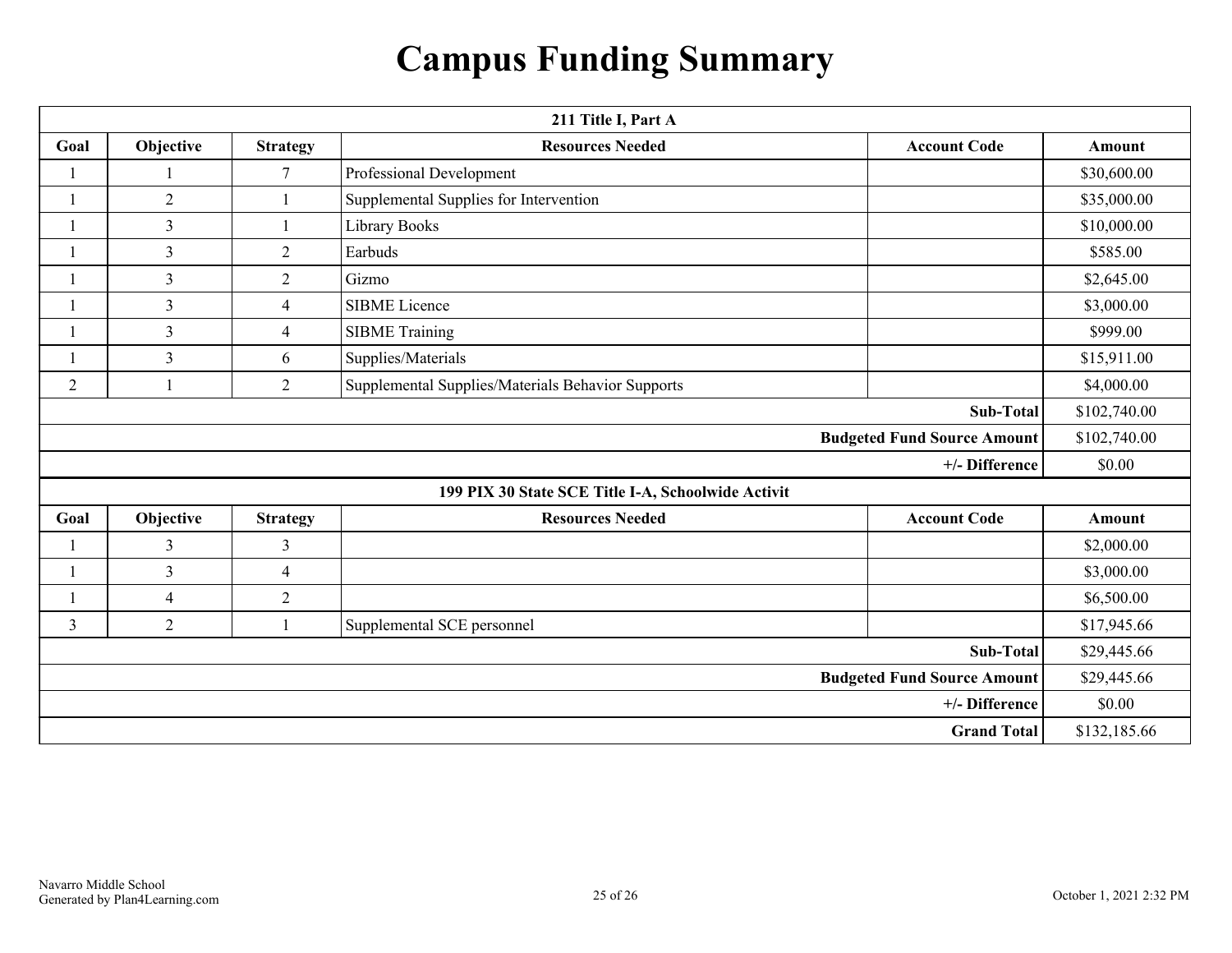# Campus Funding Summary

| 211 Title I, Part A | | | | | |
|---|---|---|---|---|---|
| **Goal** | **Objective** | **Strategy** | **Resources Needed** | **Account Code** | **Amount** |
| 1 | 1 | 7 | Professional Development | | $30,600.00 |
| 1 | 2 | 1 | Supplemental Supplies for Intervention | | $35,000.00 |
| 1 | 3 | 1 | Library Books | | $10,000.00 |
| 1 | 3 | 2 | Earbuds | | $585.00 |
| 1 | 3 | 2 | Gizmo | | $2,645.00 |
| 1 | 3 | 4 | SIBME Licence | | $3,000.00 |
| 1 | 3 | 4 | SIBME Training | | $999.00 |
| 1 | 3 | 6 | Supplies/Materials | | $15,911.00 |
| 2 | 1 | 2 | Supplemental Supplies/Materials Behavior Supports | | $4,000.00 |
| | | | | **Sub-Total** | $102,740.00 |
| | | | | **Budgeted Fund Source Amount** | $102,740.00 |
| | | | | **+/- Difference** | $0.00 |

| 199 PIX 30 State SCE Title I-A, Schoolwide Activit | | | | | |
|---|---|---|---|---|---|
| **Goal** | **Objective** | **Strategy** | **Resources Needed** | **Account Code** | **Amount** |
| 1 | 3 | 3 | | | $2,000.00 |
| 1 | 3 | 4 | | | $3,000.00 |
| 1 | 4 | 2 | | | $6,500.00 |
| 3 | 2 | 1 | Supplemental SCE personnel | | $17,945.66 |
| | | | | **Sub-Total** | $29,445.66 |
| | | | | **Budgeted Fund Source Amount** | $29,445.66 |
| | | | | **+/- Difference** | $0.00 |
| | | | | **Grand Total** | $132,185.66 |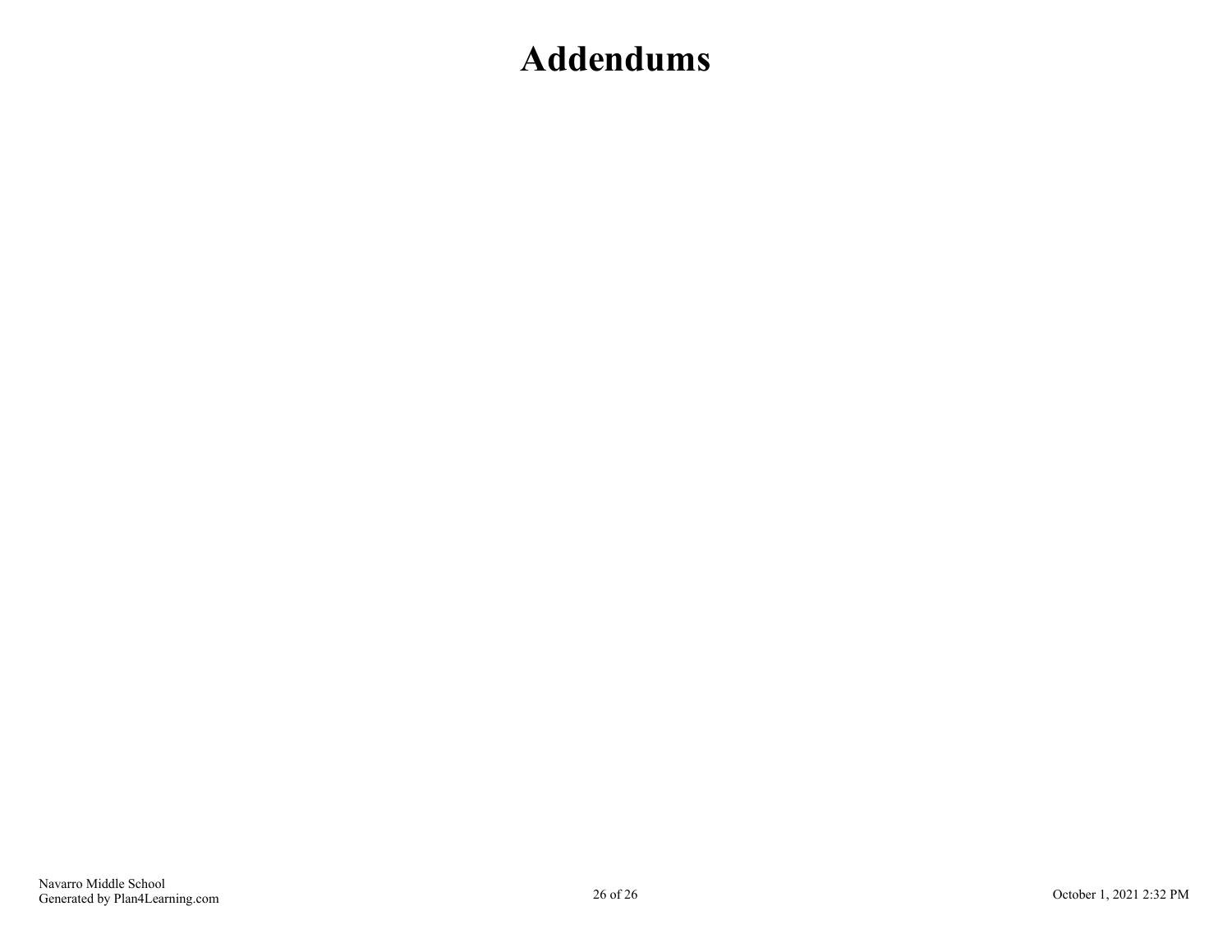# Addendums